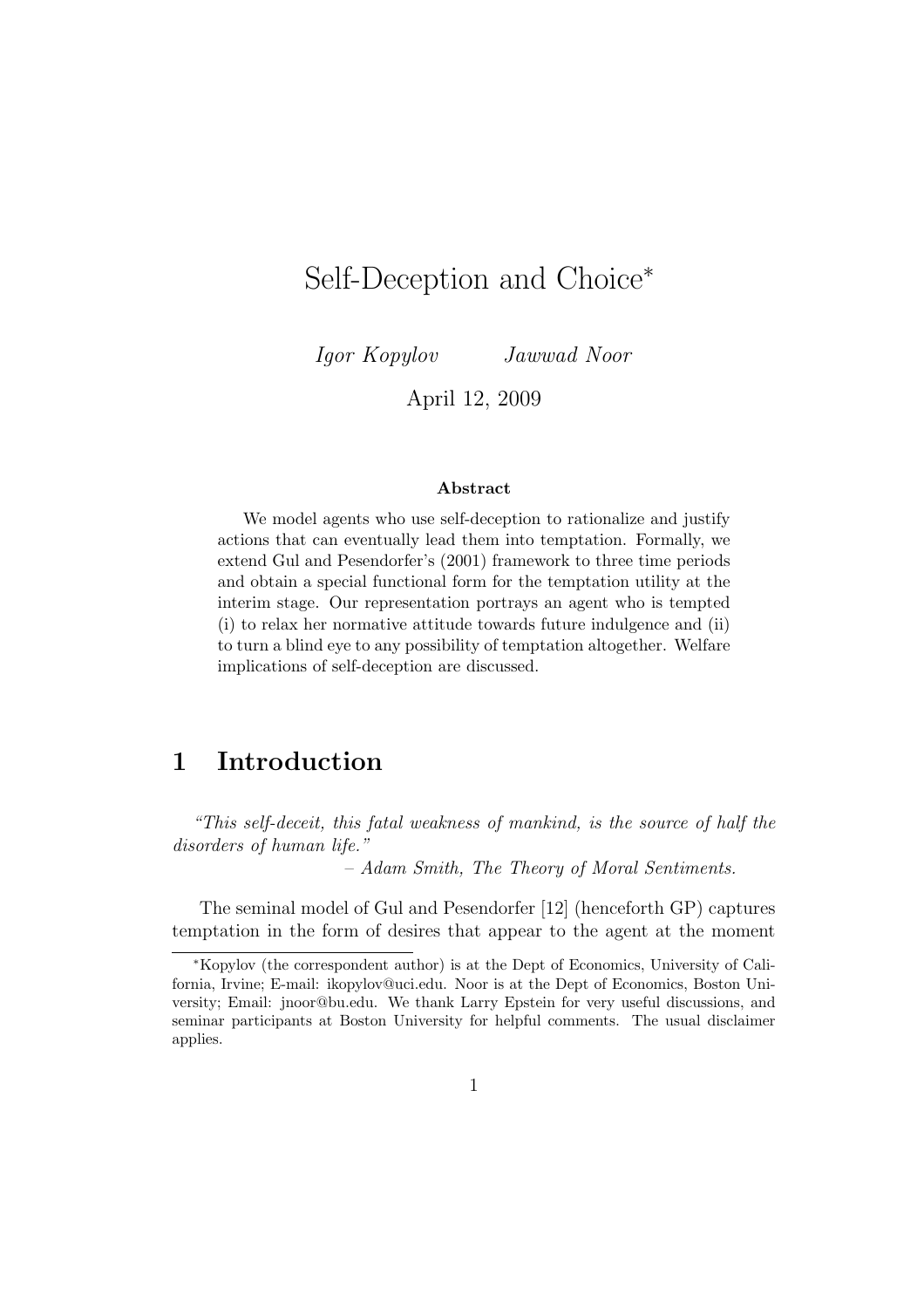# Self-Deception and Choice*

*Igor Kopylov* *Jawwad Noor*

April 12, 2009

**Abstract**

We model agents who use self-deception to rationalize and justify actions that can eventually lead them into temptation. Formally, we extend Gul and Pesendorfer's (2001) framework to three time periods and obtain a special functional form for the temptation utility at the interim stage. Our representation portrays an agent who is tempted (i) to relax her normative attitude towards future indulgence and (ii) to turn a blind eye to any possibility of temptation altogether. Welfare implications of self-deception are discussed.

## 1 Introduction

*"This self-deceit, this fatal weakness of mankind, is the source of half the disorders of human life."*

– *Adam Smith, The Theory of Moral Sentiments.*

The seminal model of Gul and Pesendorfer [12] (henceforth GP) captures temptation in the form of desires that appear to the agent at the moment

---

*Kopylov (the correspondent author) is at the Dept of Economics, University of California, Irvine; E-mail: ikopylov@uci.edu. Noor is at the Dept of Economics, Boston University; Email: jnoor@bu.edu. We thank Larry Epstein for very useful discussions, and seminar participants at Boston University for helpful comments. The usual disclaimer applies.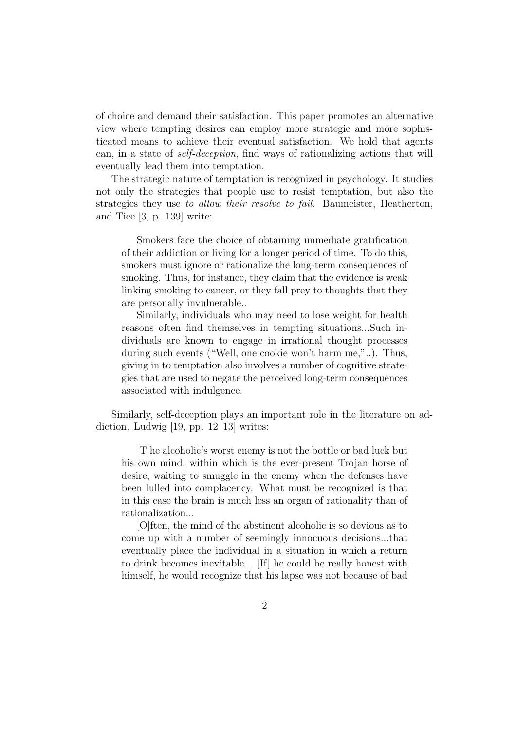of choice and demand their satisfaction. This paper promotes an alternative view where tempting desires can employ more strategic and more sophisticated means to achieve their eventual satisfaction. We hold that agents can, in a state of *self-deception*, find ways of rationalizing actions that will eventually lead them into temptation.

The strategic nature of temptation is recognized in psychology. It studies not only the strategies that people use to resist temptation, but also the strategies they use *to allow their resolve to fail*. Baumeister, Heatherton, and Tice [3, p. 139] write:

> Smokers face the choice of obtaining immediate gratification of their addiction or living for a longer period of time. To do this, smokers must ignore or rationalize the long-term consequences of smoking. Thus, for instance, they claim that the evidence is weak linking smoking to cancer, or they fall prey to thoughts that they are personally invulnerable..
>
> Similarly, individuals who may need to lose weight for health reasons often find themselves in tempting situations...Such individuals are known to engage in irrational thought processes during such events ("Well, one cookie won't harm me,"..). Thus, giving in to temptation also involves a number of cognitive strategies that are used to negate the perceived long-term consequences associated with indulgence.

Similarly, self-deception plays an important role in the literature on addiction. Ludwig [19, pp. 12–13] writes:

> [T]he alcoholic's worst enemy is not the bottle or bad luck but his own mind, within which is the ever-present Trojan horse of desire, waiting to smuggle in the enemy when the defenses have been lulled into complacency. What must be recognized is that in this case the brain is much less an organ of rationality than of rationalization...
>
> [O]ften, the mind of the abstinent alcoholic is so devious as to come up with a number of seemingly innocuous decisions...that eventually place the individual in a situation in which a return to drink becomes inevitable... [If] he could be really honest with himself, he would recognize that his lapse was not because of bad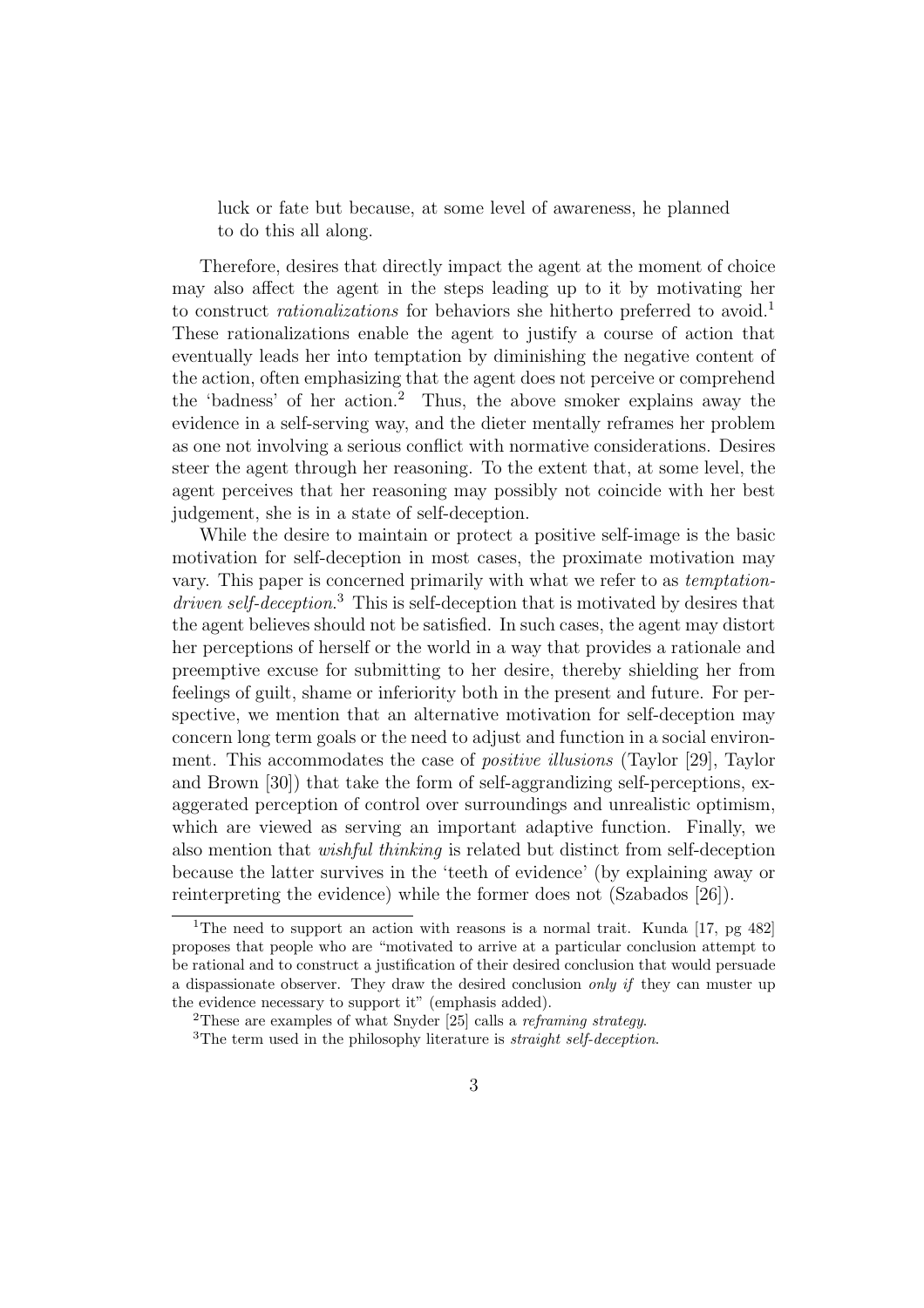> luck or fate but because, at some level of awareness, he planned to do this all along.

Therefore, desires that directly impact the agent at the moment of choice may also affect the agent in the steps leading up to it by motivating her to construct *rationalizations* for behaviors she hitherto preferred to avoid.[1] These rationalizations enable the agent to justify a course of action that eventually leads her into temptation by diminishing the negative content of the action, often emphasizing that the agent does not perceive or comprehend the 'badness' of her action.[2] Thus, the above smoker explains away the evidence in a self-serving way, and the dieter mentally reframes her problem as one not involving a serious conflict with normative considerations. Desires steer the agent through her reasoning. To the extent that, at some level, the agent perceives that her reasoning may possibly not coincide with her best judgement, she is in a state of self-deception.

While the desire to maintain or protect a positive self-image is the basic motivation for self-deception in most cases, the proximate motivation may vary. This paper is concerned primarily with what we refer to as *temptation-driven self-deception*.[3] This is self-deception that is motivated by desires that the agent believes should not be satisfied. In such cases, the agent may distort her perceptions of herself or the world in a way that provides a rationale and preemptive excuse for submitting to her desire, thereby shielding her from feelings of guilt, shame or inferiority both in the present and future. For perspective, we mention that an alternative motivation for self-deception may concern long term goals or the need to adjust and function in a social environment. This accommodates the case of *positive illusions* (Taylor [29], Taylor and Brown [30]) that take the form of self-aggrandizing self-perceptions, exaggerated perception of control over surroundings and unrealistic optimism, which are viewed as serving an important adaptive function. Finally, we also mention that *wishful thinking* is related but distinct from self-deception because the latter survives in the 'teeth of evidence' (by explaining away or reinterpreting the evidence) while the former does not (Szabados [26]).

---

[1] The need to support an action with reasons is a normal trait. Kunda [17, pg 482] proposes that people who are "motivated to arrive at a particular conclusion attempt to be rational and to construct a justification of their desired conclusion that would persuade a dispassionate observer. They draw the desired conclusion *only if* they can muster up the evidence necessary to support it" (emphasis added).

[2] These are examples of what Snyder [25] calls a *reframing strategy*.

[3] The term used in the philosophy literature is *straight self-deception*.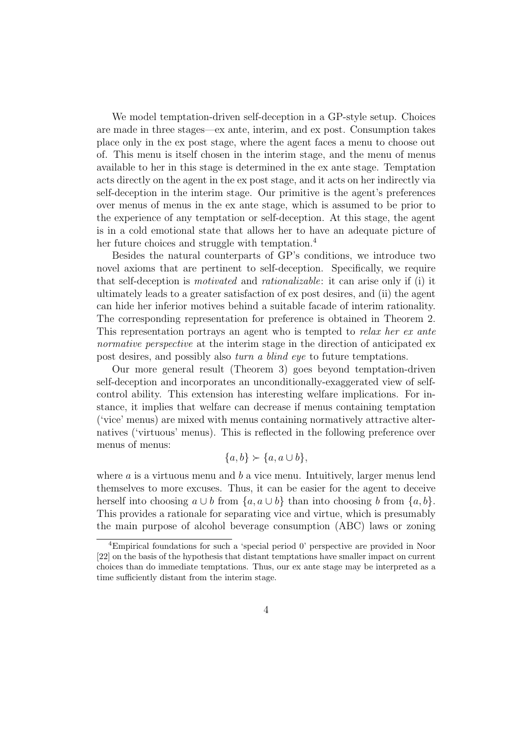We model temptation-driven self-deception in a GP-style setup. Choices are made in three stages—ex ante, interim, and ex post. Consumption takes place only in the ex post stage, where the agent faces a menu to choose out of. This menu is itself chosen in the interim stage, and the menu of menus available to her in this stage is determined in the ex ante stage. Temptation acts directly on the agent in the ex post stage, and it acts on her indirectly via self-deception in the interim stage. Our primitive is the agent's preferences over menus of menus in the ex ante stage, which is assumed to be prior to the experience of any temptation or self-deception. At this stage, the agent is in a cold emotional state that allows her to have an adequate picture of her future choices and struggle with temptation.[4]

Besides the natural counterparts of GP's conditions, we introduce two novel axioms that are pertinent to self-deception. Specifically, we require that self-deception is *motivated* and *rationalizable*: it can arise only if (i) it ultimately leads to a greater satisfaction of ex post desires, and (ii) the agent can hide her inferior motives behind a suitable facade of interim rationality. The corresponding representation for preference is obtained in Theorem 2. This representation portrays an agent who is tempted to *relax her ex ante normative perspective* at the interim stage in the direction of anticipated ex post desires, and possibly also *turn a blind eye* to future temptations.

Our more general result (Theorem 3) goes beyond temptation-driven self-deception and incorporates an unconditionally-exaggerated view of self-control ability. This extension has interesting welfare implications. For instance, it implies that welfare can decrease if menus containing temptation ('vice' menus) are mixed with menus containing normatively attractive alternatives ('virtuous' menus). This is reflected in the following preference over menus of menus:

$$\{a, b\} \succ \{a, a \cup b\},$$

where $a$ is a virtuous menu and $b$ a vice menu. Intuitively, larger menus lend themselves to more excuses. Thus, it can be easier for the agent to deceive herself into choosing $a \cup b$ from $\{a, a \cup b\}$ than into choosing $b$ from $\{a, b\}$. This provides a rationale for separating vice and virtue, which is presumably the main purpose of alcohol beverage consumption (ABC) laws or zoning

[4] Empirical foundations for such a 'special period 0' perspective are provided in Noor [22] on the basis of the hypothesis that distant temptations have smaller impact on current choices than do immediate temptations. Thus, our ex ante stage may be interpreted as a time sufficiently distant from the interim stage.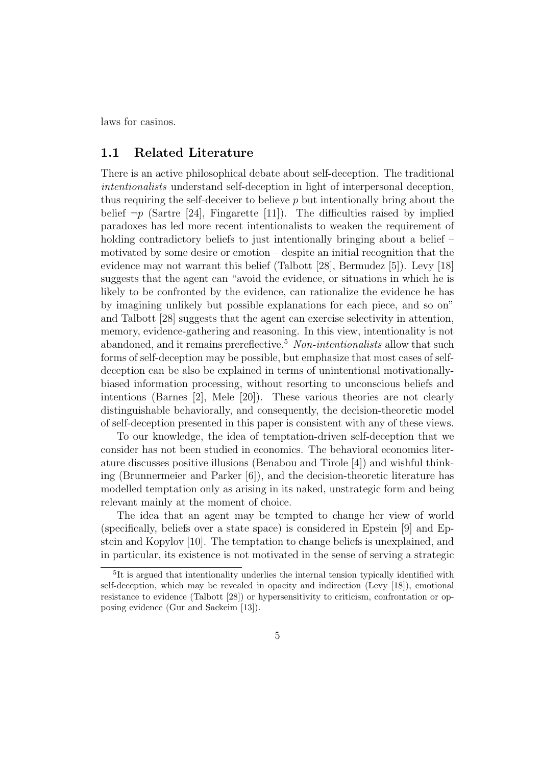laws for casinos.

## 1.1 Related Literature

There is an active philosophical debate about self-deception. The traditional *intentionalists* understand self-deception in light of interpersonal deception, thus requiring the self-deceiver to believe $p$ but intentionally bring about the belief $\neg p$ (Sartre [24], Fingarette [11]). The difficulties raised by implied paradoxes has led more recent intentionalists to weaken the requirement of holding contradictory beliefs to just intentionally bringing about a belief – motivated by some desire or emotion – despite an initial recognition that the evidence may not warrant this belief (Talbott [28], Bermudez [5]). Levy [18] suggests that the agent can "avoid the evidence, or situations in which he is likely to be confronted by the evidence, can rationalize the evidence he has by imagining unlikely but possible explanations for each piece, and so on" and Talbott [28] suggests that the agent can exercise selectivity in attention, memory, evidence-gathering and reasoning. In this view, intentionality is not abandoned, and it remains prereflective.[5] *Non-intentionalists* allow that such forms of self-deception may be possible, but emphasize that most cases of self-deception can be also be explained in terms of unintentional motivationally-biased information processing, without resorting to unconscious beliefs and intentions (Barnes [2], Mele [20]). These various theories are not clearly distinguishable behaviorally, and consequently, the decision-theoretic model of self-deception presented in this paper is consistent with any of these views.

To our knowledge, the idea of temptation-driven self-deception that we consider has not been studied in economics. The behavioral economics literature discusses positive illusions (Benabou and Tirole [4]) and wishful thinking (Brunnermeier and Parker [6]), and the decision-theoretic literature has modelled temptation only as arising in its naked, unstrategic form and being relevant mainly at the moment of choice.

The idea that an agent may be tempted to change her view of world (specifically, beliefs over a state space) is considered in Epstein [9] and Epstein and Kopylov [10]. The temptation to change beliefs is unexplained, and in particular, its existence is not motivated in the sense of serving a strategic

[5] It is argued that intentionality underlies the internal tension typically identified with self-deception, which may be revealed in opacity and indirection (Levy [18]), emotional resistance to evidence (Talbott [28]) or hypersensitivity to criticism, confrontation or opposing evidence (Gur and Sackeim [13]).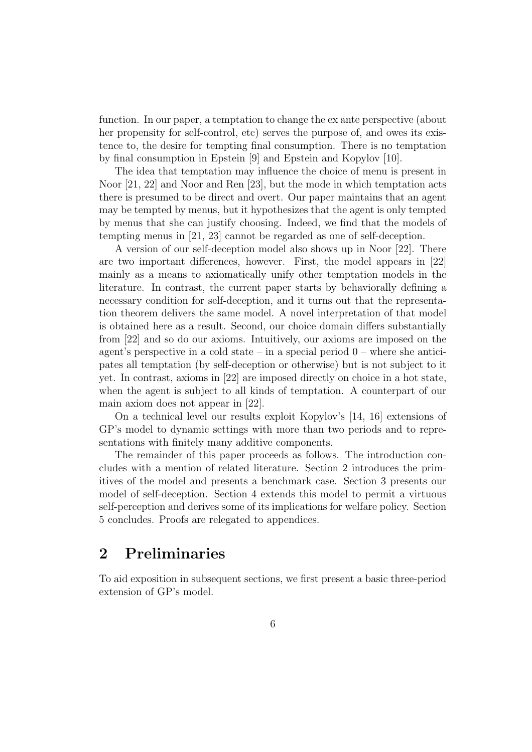function. In our paper, a temptation to change the ex ante perspective (about her propensity for self-control, etc) serves the purpose of, and owes its existence to, the desire for tempting final consumption. There is no temptation by final consumption in Epstein [9] and Epstein and Kopylov [10].

The idea that temptation may influence the choice of menu is present in Noor [21, 22] and Noor and Ren [23], but the mode in which temptation acts there is presumed to be direct and overt. Our paper maintains that an agent may be tempted by menus, but it hypothesizes that the agent is only tempted by menus that she can justify choosing. Indeed, we find that the models of tempting menus in [21, 23] cannot be regarded as one of self-deception.

A version of our self-deception model also shows up in Noor [22]. There are two important differences, however. First, the model appears in [22] mainly as a means to axiomatically unify other temptation models in the literature. In contrast, the current paper starts by behaviorally defining a necessary condition for self-deception, and it turns out that the representation theorem delivers the same model. A novel interpretation of that model is obtained here as a result. Second, our choice domain differs substantially from [22] and so do our axioms. Intuitively, our axioms are imposed on the agent's perspective in a cold state – in a special period 0 – where she anticipates all temptation (by self-deception or otherwise) but is not subject to it yet. In contrast, axioms in [22] are imposed directly on choice in a hot state, when the agent is subject to all kinds of temptation. A counterpart of our main axiom does not appear in [22].

On a technical level our results exploit Kopylov's [14, 16] extensions of GP's model to dynamic settings with more than two periods and to representations with finitely many additive components.

The remainder of this paper proceeds as follows. The introduction concludes with a mention of related literature. Section 2 introduces the primitives of the model and presents a benchmark case. Section 3 presents our model of self-deception. Section 4 extends this model to permit a virtuous self-perception and derives some of its implications for welfare policy. Section 5 concludes. Proofs are relegated to appendices.

## 2 Preliminaries

To aid exposition in subsequent sections, we first present a basic three-period extension of GP's model.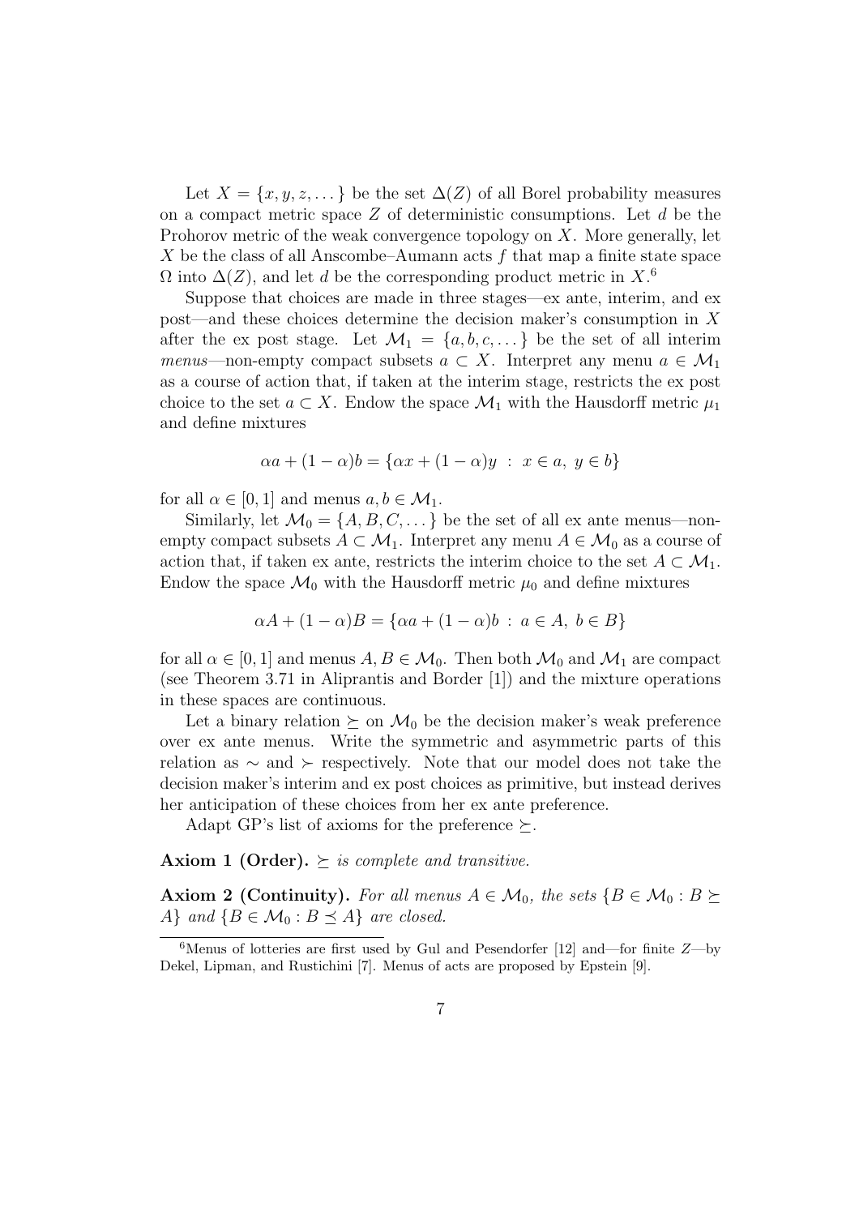Let $X = \{x, y, z, \dots\}$ be the set $\Delta(Z)$ of all Borel probability measures on a compact metric space $Z$ of deterministic consumptions. Let $d$ be the Prohorov metric of the weak convergence topology on $X$. More generally, let $X$ be the class of all Anscombe–Aumann acts $f$ that map a finite state space $\Omega$ into $\Delta(Z)$, and let $d$ be the corresponding product metric in $X$.[6]

Suppose that choices are made in three stages—ex ante, interim, and ex post—and these choices determine the decision maker's consumption in $X$ after the ex post stage. Let $\mathcal{M}_1 = \{a, b, c, \dots\}$ be the set of all interim *menus*—non-empty compact subsets $a \subset X$. Interpret any menu $a \in \mathcal{M}_1$ as a course of action that, if taken at the interim stage, restricts the ex post choice to the set $a \subset X$. Endow the space $\mathcal{M}_1$ with the Hausdorff metric $\mu_1$ and define mixtures

$$\alpha a + (1 - \alpha) b = \{\alpha x + (1 - \alpha) y \ : \ x \in a, \ y \in b\}$$

for all $\alpha \in [0, 1]$ and menus $a, b \in \mathcal{M}_1$.

Similarly, let $\mathcal{M}_0 = \{A, B, C, \dots\}$ be the set of all ex ante menus—non-empty compact subsets $A \subset \mathcal{M}_1$. Interpret any menu $A \in \mathcal{M}_0$ as a course of action that, if taken ex ante, restricts the interim choice to the set $A \subset \mathcal{M}_1$. Endow the space $\mathcal{M}_0$ with the Hausdorff metric $\mu_0$ and define mixtures

$$\alpha A + (1 - \alpha) B = \{\alpha a + (1 - \alpha) b \ : \ a \in A, \ b \in B\}$$

for all $\alpha \in [0, 1]$ and menus $A, B \in \mathcal{M}_0$. Then both $\mathcal{M}_0$ and $\mathcal{M}_1$ are compact (see Theorem 3.71 in Aliprantis and Border [1]) and the mixture operations in these spaces are continuous.

Let a binary relation $\succeq$ on $\mathcal{M}_0$ be the decision maker's weak preference over ex ante menus. Write the symmetric and asymmetric parts of this relation as $\sim$ and $\succ$ respectively. Note that our model does not take the decision maker's interim and ex post choices as primitive, but instead derives her anticipation of these choices from her ex ante preference.

Adapt GP's list of axioms for the preference $\succeq$.

**Axiom 1 (Order).** *$\succeq$ is complete and transitive.*

**Axiom 2 (Continuity).** *For all menus $A \in \mathcal{M}_0$, the sets $\{B \in \mathcal{M}_0 : B \succeq A\}$ and $\{B \in \mathcal{M}_0 : B \preceq A\}$ are closed.*

---

[6] Menus of lotteries are first used by Gul and Pesendorfer [12] and—for finite $Z$—by Dekel, Lipman, and Rustichini [7]. Menus of acts are proposed by Epstein [9].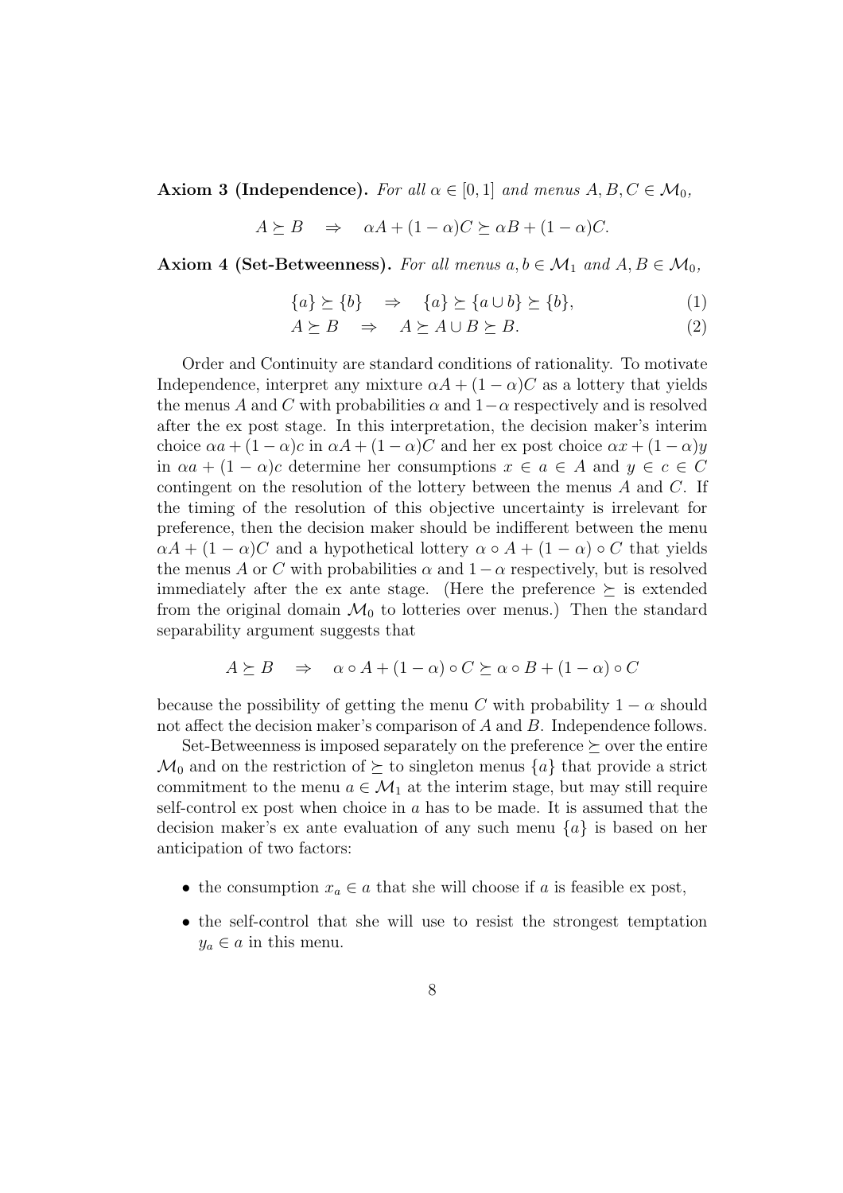**Axiom 3 (Independence).** *For all $\alpha \in [0,1]$ and menus $A, B, C \in \mathcal{M}_0$,*

$$A \succeq B \quad \Rightarrow \quad \alpha A + (1-\alpha)C \succeq \alpha B + (1-\alpha)C.$$

**Axiom 4 (Set-Betweenness).** *For all menus $a, b \in \mathcal{M}_1$ and $A, B \in \mathcal{M}_0$,*

$$\{a\} \succeq \{b\} \quad \Rightarrow \quad \{a\} \succeq \{a \cup b\} \succeq \{b\}, \tag{1}$$

$$A \succeq B \quad \Rightarrow \quad A \succeq A \cup B \succeq B. \tag{2}$$

Order and Continuity are standard conditions of rationality. To motivate Independence, interpret any mixture $\alpha A + (1-\alpha)C$ as a lottery that yields the menus $A$ and $C$ with probabilities $\alpha$ and $1-\alpha$ respectively and is resolved after the ex post stage. In this interpretation, the decision maker's interim choice $\alpha a + (1-\alpha)c$ in $\alpha A + (1-\alpha)C$ and her ex post choice $\alpha x + (1-\alpha)y$ in $\alpha a + (1-\alpha)c$ determine her consumptions $x \in a \in A$ and $y \in c \in C$ contingent on the resolution of the lottery between the menus $A$ and $C$. If the timing of the resolution of this objective uncertainty is irrelevant for preference, then the decision maker should be indifferent between the menu $\alpha A + (1-\alpha)C$ and a hypothetical lottery $\alpha \circ A + (1-\alpha) \circ C$ that yields the menus $A$ or $C$ with probabilities $\alpha$ and $1-\alpha$ respectively, but is resolved immediately after the ex ante stage. (Here the preference $\succeq$ is extended from the original domain $\mathcal{M}_0$ to lotteries over menus.) Then the standard separability argument suggests that

$$A \succeq B \quad \Rightarrow \quad \alpha \circ A + (1-\alpha) \circ C \succeq \alpha \circ B + (1-\alpha) \circ C$$

because the possibility of getting the menu $C$ with probability $1-\alpha$ should not affect the decision maker's comparison of $A$ and $B$. Independence follows.

Set-Betweenness is imposed separately on the preference $\succeq$ over the entire $\mathcal{M}_0$ and on the restriction of $\succeq$ to singleton menus $\{a\}$ that provide a strict commitment to the menu $a \in \mathcal{M}_1$ at the interim stage, but may still require self-control ex post when choice in $a$ has to be made. It is assumed that the decision maker's ex ante evaluation of any such menu $\{a\}$ is based on her anticipation of two factors:

- the consumption $x_a \in a$ that she will choose if $a$ is feasible ex post,
- the self-control that she will use to resist the strongest temptation $y_a \in a$ in this menu.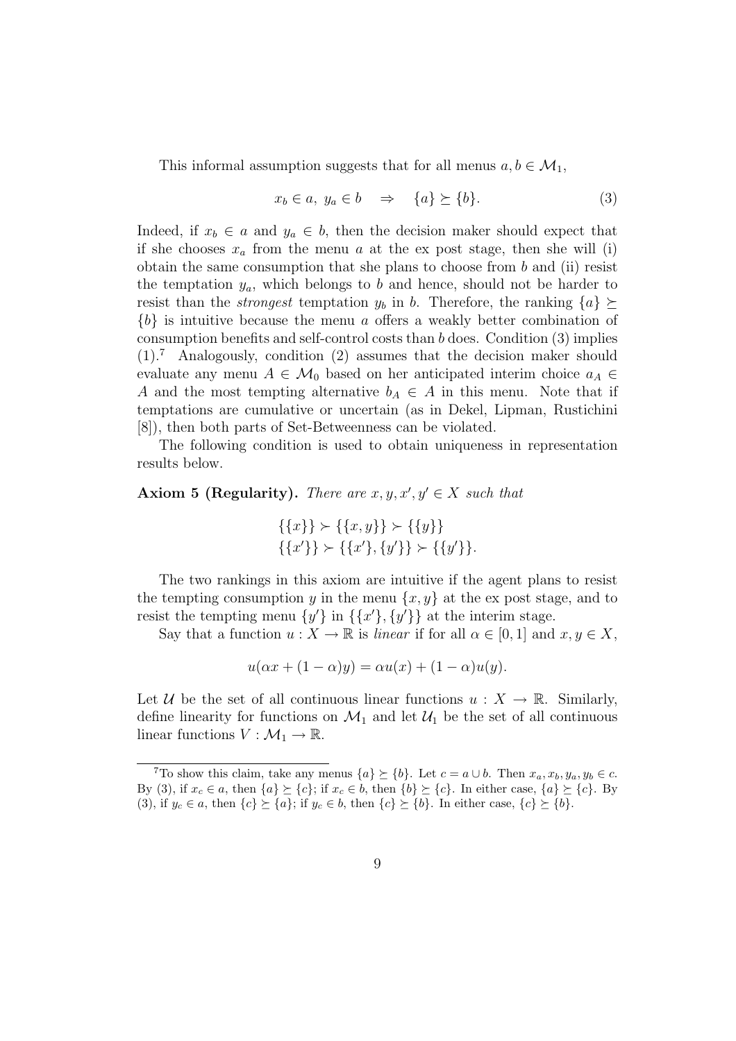This informal assumption suggests that for all menus $a, b \in \mathcal{M}_1$,

$$x_b \in a,\ y_a \in b \quad \Rightarrow \quad \{a\} \succeq \{b\}. \tag{3}$$

Indeed, if $x_b \in a$ and $y_a \in b$, then the decision maker should expect that if she chooses $x_a$ from the menu $a$ at the ex post stage, then she will (i) obtain the same consumption that she plans to choose from $b$ and (ii) resist the temptation $y_a$, which belongs to $b$ and hence, should not be harder to resist than the *strongest* temptation $y_b$ in $b$. Therefore, the ranking $\{a\} \succeq \{b\}$ is intuitive because the menu $a$ offers a weakly better combination of consumption benefits and self-control costs than $b$ does. Condition (3) implies (1).[7] Analogously, condition (2) assumes that the decision maker should evaluate any menu $A \in \mathcal{M}_0$ based on her anticipated interim choice $a_A \in A$ and the most tempting alternative $b_A \in A$ in this menu. Note that if temptations are cumulative or uncertain (as in Dekel, Lipman, Rustichini [8]), then both parts of Set-Betweenness can be violated.

The following condition is used to obtain uniqueness in representation results below.

**Axiom 5 (Regularity).** *There are $x, y, x', y' \in X$ such that*

$$\begin{gathered} \{\{x\}\} \succ \{\{x, y\}\} \succ \{\{y\}\} \\ \{\{x'\}\} \succ \{\{x'\}, \{y'\}\} \succ \{\{y'\}\}. \end{gathered}$$

The two rankings in this axiom are intuitive if the agent plans to resist the tempting consumption $y$ in the menu $\{x, y\}$ at the ex post stage, and to resist the tempting menu $\{y'\}$ in $\{\{x'\}, \{y'\}\}$ at the interim stage.

Say that a function $u : X \to \mathbb{R}$ is *linear* if for all $\alpha \in [0, 1]$ and $x, y \in X$,

$$u(\alpha x + (1 - \alpha)y) = \alpha u(x) + (1 - \alpha)u(y).$$

Let $\mathcal{U}$ be the set of all continuous linear functions $u : X \to \mathbb{R}$. Similarly, define linearity for functions on $\mathcal{M}_1$ and let $\mathcal{U}_1$ be the set of all continuous linear functions $V : \mathcal{M}_1 \to \mathbb{R}$.

---

[7] To show this claim, take any menus $\{a\} \succeq \{b\}$. Let $c = a \cup b$. Then $x_a, x_b, y_a, y_b \in c$. By (3), if $x_c \in a$, then $\{a\} \succeq \{c\}$; if $x_c \in b$, then $\{b\} \succeq \{c\}$. In either case, $\{a\} \succeq \{c\}$. By (3), if $y_c \in a$, then $\{c\} \succeq \{a\}$; if $y_c \in b$, then $\{c\} \succeq \{b\}$. In either case, $\{c\} \succeq \{b\}$.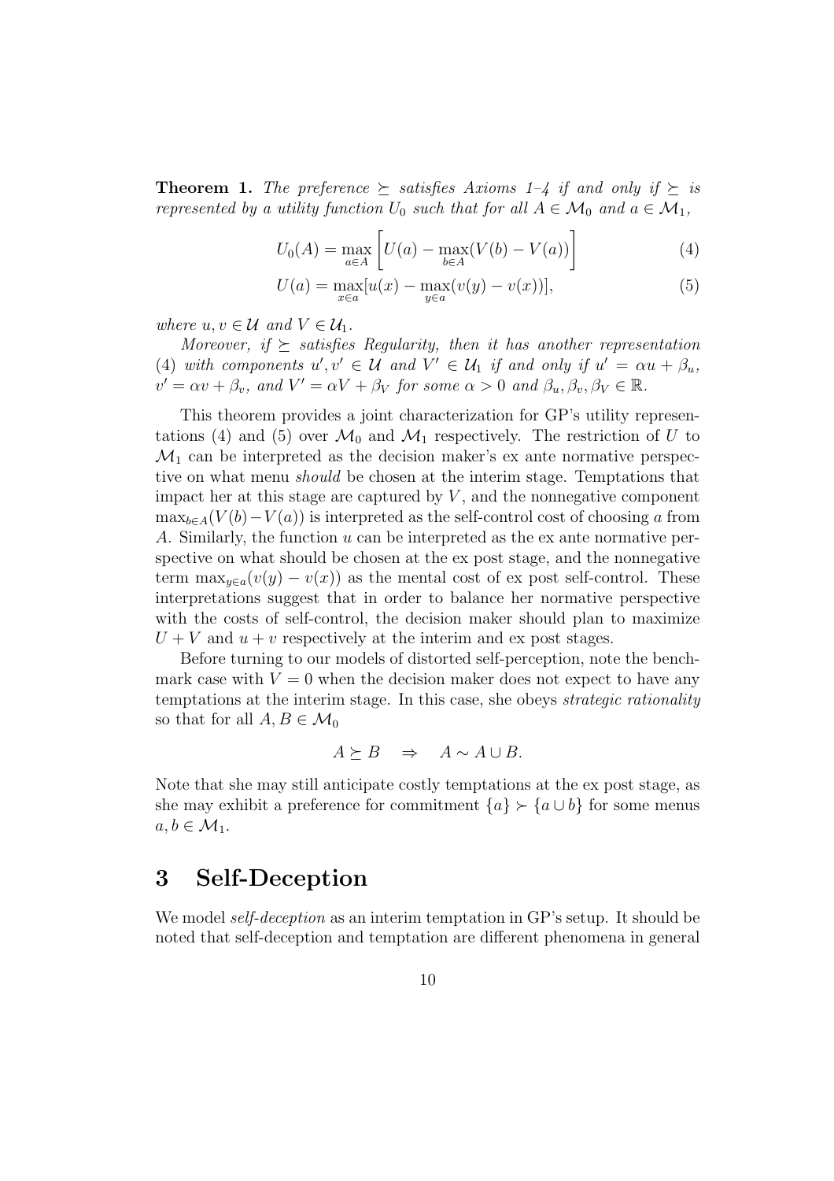**Theorem 1.** *The preference $\succeq$ satisfies Axioms 1–4 if and only if $\succeq$ is represented by a utility function $U_0$ such that for all $A \in \mathcal{M}_0$ and $a \in \mathcal{M}_1$,*

$$U_0(A) = \max_{a \in A} \left[ U(a) - \max_{b \in A}(V(b) - V(a)) \right] \tag{4}$$

$$U(a) = \max_{x \in a} [u(x) - \max_{y \in a}(v(y) - v(x))], \tag{5}$$

*where $u, v \in \mathcal{U}$ and $V \in \mathcal{U}_1$.*

*Moreover, if $\succeq$ satisfies Regularity, then it has another representation (4) with components $u', v' \in \mathcal{U}$ and $V' \in \mathcal{U}_1$ if and only if $u' = \alpha u + \beta_u$, $v' = \alpha v + \beta_v$, and $V' = \alpha V + \beta_V$ for some $\alpha > 0$ and $\beta_u, \beta_v, \beta_V \in \mathbb{R}$.*

This theorem provides a joint characterization for GP's utility representations (4) and (5) over $\mathcal{M}_0$ and $\mathcal{M}_1$ respectively. The restriction of $U$ to $\mathcal{M}_1$ can be interpreted as the decision maker's ex ante normative perspective on what menu *should* be chosen at the interim stage. Temptations that impact her at this stage are captured by $V$, and the nonnegative component $\max_{b \in A}(V(b) - V(a))$ is interpreted as the self-control cost of choosing $a$ from $A$. Similarly, the function $u$ can be interpreted as the ex ante normative perspective on what should be chosen at the ex post stage, and the nonnegative term $\max_{y \in a}(v(y) - v(x))$ as the mental cost of ex post self-control. These interpretations suggest that in order to balance her normative perspective with the costs of self-control, the decision maker should plan to maximize $U + V$ and $u + v$ respectively at the interim and ex post stages.

Before turning to our models of distorted self-perception, note the benchmark case with $V = 0$ when the decision maker does not expect to have any temptations at the interim stage. In this case, she obeys *strategic rationality* so that for all $A, B \in \mathcal{M}_0$

$$A \succeq B \quad \Rightarrow \quad A \sim A \cup B.$$

Note that she may still anticipate costly temptations at the ex post stage, as she may exhibit a preference for commitment $\{a\} \succ \{a \cup b\}$ for some menus $a, b \in \mathcal{M}_1$.

# 3 Self-Deception

We model *self-deception* as an interim temptation in GP's setup. It should be noted that self-deception and temptation are different phenomena in general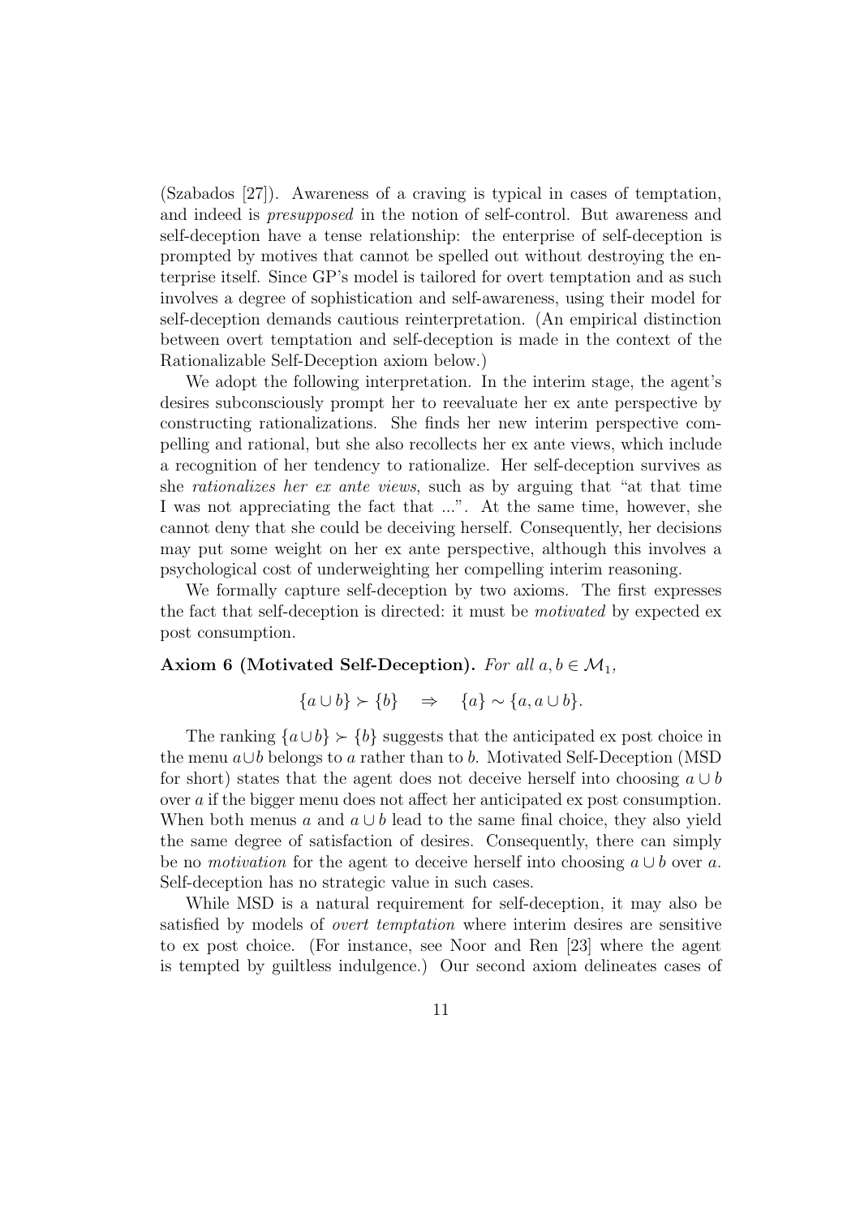(Szabados [27]). Awareness of a craving is typical in cases of temptation, and indeed is *presupposed* in the notion of self-control. But awareness and self-deception have a tense relationship: the enterprise of self-deception is prompted by motives that cannot be spelled out without destroying the enterprise itself. Since GP's model is tailored for overt temptation and as such involves a degree of sophistication and self-awareness, using their model for self-deception demands cautious reinterpretation. (An empirical distinction between overt temptation and self-deception is made in the context of the Rationalizable Self-Deception axiom below.)

We adopt the following interpretation. In the interim stage, the agent's desires subconsciously prompt her to reevaluate her ex ante perspective by constructing rationalizations. She finds her new interim perspective compelling and rational, but she also recollects her ex ante views, which include a recognition of her tendency to rationalize. Her self-deception survives as she *rationalizes her ex ante views*, such as by arguing that "at that time I was not appreciating the fact that ...". At the same time, however, she cannot deny that she could be deceiving herself. Consequently, her decisions may put some weight on her ex ante perspective, although this involves a psychological cost of underweighting her compelling interim reasoning.

We formally capture self-deception by two axioms. The first expresses the fact that self-deception is directed: it must be *motivated* by expected ex post consumption.

**Axiom 6 (Motivated Self-Deception).** *For all $a, b \in \mathcal{M}_1$,*

$$\{a \cup b\} \succ \{b\} \quad \Rightarrow \quad \{a\} \sim \{a, a \cup b\}.$$

The ranking $\{a \cup b\} \succ \{b\}$ suggests that the anticipated ex post choice in the menu $a \cup b$ belongs to $a$ rather than to $b$. Motivated Self-Deception (MSD for short) states that the agent does not deceive herself into choosing $a \cup b$ over $a$ if the bigger menu does not affect her anticipated ex post consumption. When both menus $a$ and $a \cup b$ lead to the same final choice, they also yield the same degree of satisfaction of desires. Consequently, there can simply be no *motivation* for the agent to deceive herself into choosing $a \cup b$ over $a$. Self-deception has no strategic value in such cases.

While MSD is a natural requirement for self-deception, it may also be satisfied by models of *overt temptation* where interim desires are sensitive to ex post choice. (For instance, see Noor and Ren [23] where the agent is tempted by guiltless indulgence.) Our second axiom delineates cases of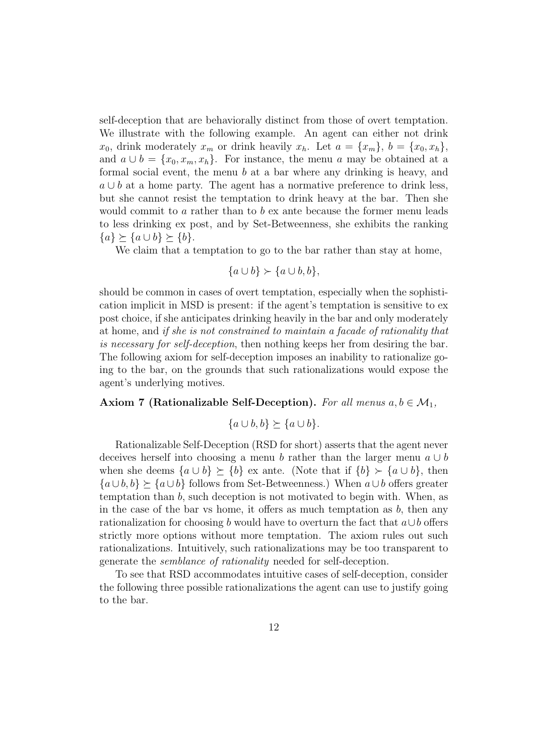self-deception that are behaviorally distinct from those of overt temptation. We illustrate with the following example. An agent can either not drink $x_0$, drink moderately $x_m$ or drink heavily $x_h$. Let $a = \{x_m\}$, $b = \{x_0, x_h\}$, and $a \cup b = \{x_0, x_m, x_h\}$. For instance, the menu $a$ may be obtained at a formal social event, the menu $b$ at a bar where any drinking is heavy, and $a \cup b$ at a home party. The agent has a normative preference to drink less, but she cannot resist the temptation to drink heavy at the bar. Then she would commit to $a$ rather than to $b$ ex ante because the former menu leads to less drinking ex post, and by Set-Betweenness, she exhibits the ranking $\{a\} \succeq \{a \cup b\} \succeq \{b\}$.

We claim that a temptation to go to the bar rather than stay at home,

$$\{a \cup b\} \succ \{a \cup b, b\},$$

should be common in cases of overt temptation, especially when the sophistication implicit in MSD is present: if the agent's temptation is sensitive to ex post choice, if she anticipates drinking heavily in the bar and only moderately at home, and *if she is not constrained to maintain a facade of rationality that is necessary for self-deception*, then nothing keeps her from desiring the bar. The following axiom for self-deception imposes an inability to rationalize going to the bar, on the grounds that such rationalizations would expose the agent's underlying motives.

**Axiom 7 (Rationalizable Self-Deception).** *For all menus $a, b \in \mathcal{M}_1$,*

$$\{a \cup b, b\} \succeq \{a \cup b\}.$$

Rationalizable Self-Deception (RSD for short) asserts that the agent never deceives herself into choosing a menu $b$ rather than the larger menu $a \cup b$ when she deems $\{a \cup b\} \succeq \{b\}$ ex ante. (Note that if $\{b\} \succ \{a \cup b\}$, then $\{a \cup b, b\} \succeq \{a \cup b\}$ follows from Set-Betweenness.) When $a \cup b$ offers greater temptation than $b$, such deception is not motivated to begin with. When, as in the case of the bar vs home, it offers as much temptation as $b$, then any rationalization for choosing $b$ would have to overturn the fact that $a \cup b$ offers strictly more options without more temptation. The axiom rules out such rationalizations. Intuitively, such rationalizations may be too transparent to generate the *semblance of rationality* needed for self-deception.

To see that RSD accommodates intuitive cases of self-deception, consider the following three possible rationalizations the agent can use to justify going to the bar.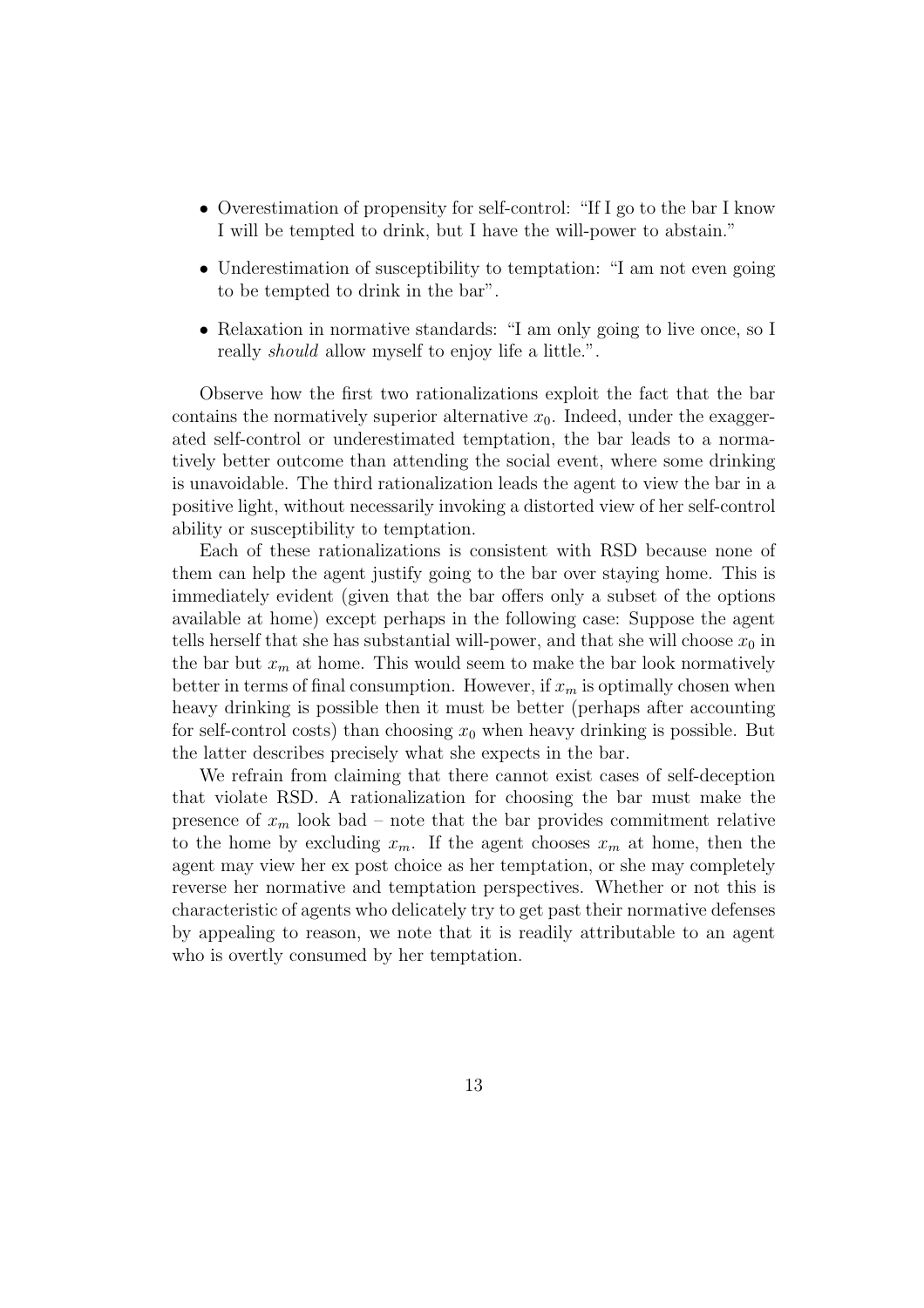- Overestimation of propensity for self-control: “If I go to the bar I know I will be tempted to drink, but I have the will-power to abstain.”
- Underestimation of susceptibility to temptation: “I am not even going to be tempted to drink in the bar”.
- Relaxation in normative standards: “I am only going to live once, so I really *should* allow myself to enjoy life a little.”.

Observe how the first two rationalizations exploit the fact that the bar contains the normatively superior alternative $x_0$. Indeed, under the exaggerated self-control or underestimated temptation, the bar leads to a normatively better outcome than attending the social event, where some drinking is unavoidable. The third rationalization leads the agent to view the bar in a positive light, without necessarily invoking a distorted view of her self-control ability or susceptibility to temptation.

Each of these rationalizations is consistent with RSD because none of them can help the agent justify going to the bar over staying home. This is immediately evident (given that the bar offers only a subset of the options available at home) except perhaps in the following case: Suppose the agent tells herself that she has substantial will-power, and that she will choose $x_0$ in the bar but $x_m$ at home. This would seem to make the bar look normatively better in terms of final consumption. However, if $x_m$ is optimally chosen when heavy drinking is possible then it must be better (perhaps after accounting for self-control costs) than choosing $x_0$ when heavy drinking is possible. But the latter describes precisely what she expects in the bar.

We refrain from claiming that there cannot exist cases of self-deception that violate RSD. A rationalization for choosing the bar must make the presence of $x_m$ look bad – note that the bar provides commitment relative to the home by excluding $x_m$. If the agent chooses $x_m$ at home, then the agent may view her ex post choice as her temptation, or she may completely reverse her normative and temptation perspectives. Whether or not this is characteristic of agents who delicately try to get past their normative defenses by appealing to reason, we note that it is readily attributable to an agent who is overtly consumed by her temptation.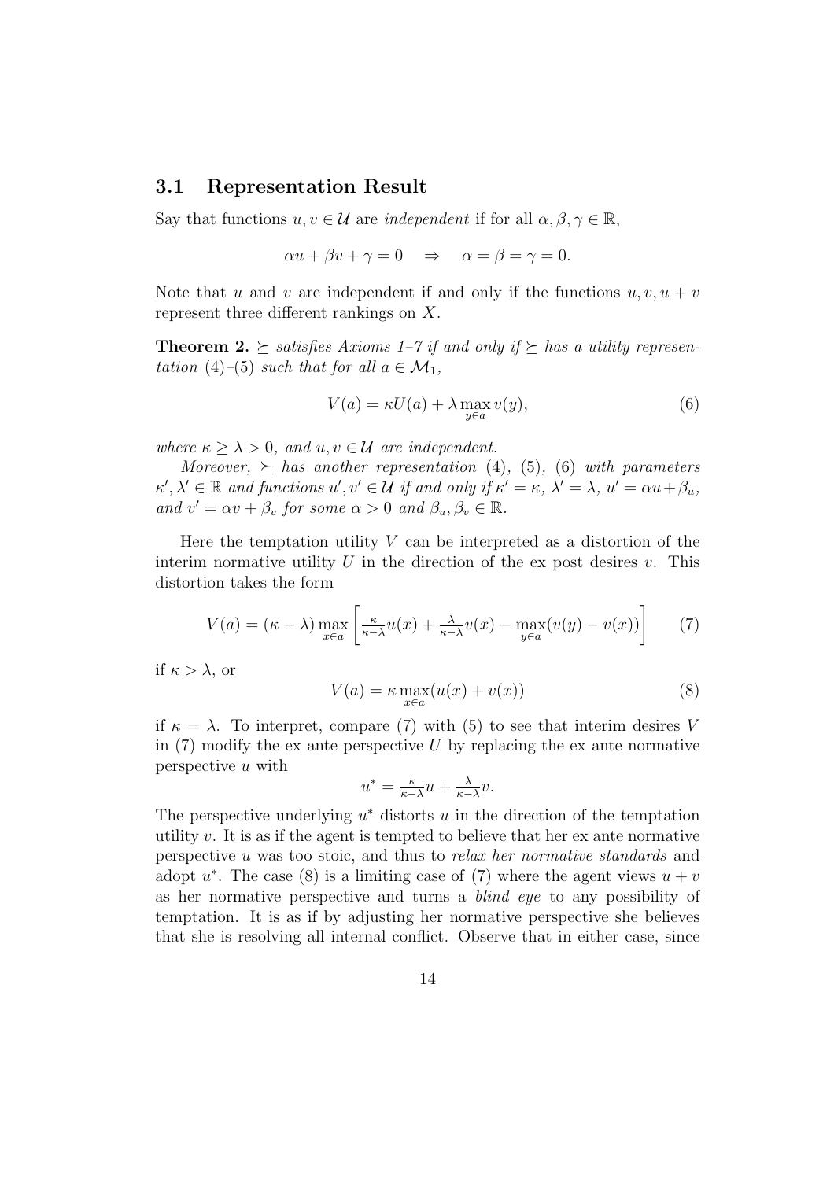### 3.1 Representation Result

Say that functions $u, v \in \mathcal{U}$ are *independent* if for all $\alpha, \beta, \gamma \in \mathbb{R}$,

$$\alpha u + \beta v + \gamma = 0 \quad \Rightarrow \quad \alpha = \beta = \gamma = 0.$$

Note that $u$ and $v$ are independent if and only if the functions $u, v, u + v$ represent three different rankings on $X$.

**Theorem 2.** *$\succeq$ satisfies Axioms 1–7 if and only if $\succeq$ has a utility representation (4)–(5) such that for all $a \in \mathcal{M}_1$,*

$$V(a) = \kappa U(a) + \lambda \max_{y \in a} v(y), \tag{6}$$

*where $\kappa \geq \lambda > 0$, and $u, v \in \mathcal{U}$ are independent.*

*Moreover, $\succeq$ has another representation (4), (5), (6) with parameters $\kappa', \lambda' \in \mathbb{R}$ and functions $u', v' \in \mathcal{U}$ if and only if $\kappa' = \kappa$, $\lambda' = \lambda$, $u' = \alpha u + \beta_u$, and $v' = \alpha v + \beta_v$ for some $\alpha > 0$ and $\beta_u, \beta_v \in \mathbb{R}$.*

Here the temptation utility $V$ can be interpreted as a distortion of the interim normative utility $U$ in the direction of the ex post desires $v$. This distortion takes the form

$$V(a) = (\kappa - \lambda) \max_{x \in a} \left[ \tfrac{\kappa}{\kappa - \lambda} u(x) + \tfrac{\lambda}{\kappa - \lambda} v(x) - \max_{y \in a}(v(y) - v(x)) \right] \tag{7}$$

if $\kappa > \lambda$, or

$$V(a) = \kappa \max_{x \in a}(u(x) + v(x)) \tag{8}$$

if $\kappa = \lambda$. To interpret, compare (7) with (5) to see that interim desires $V$ in (7) modify the ex ante perspective $U$ by replacing the ex ante normative perspective $u$ with

$$u^* = \tfrac{\kappa}{\kappa - \lambda} u + \tfrac{\lambda}{\kappa - \lambda} v.$$

The perspective underlying $u^*$ distorts $u$ in the direction of the temptation utility $v$. It is as if the agent is tempted to believe that her ex ante normative perspective $u$ was too stoic, and thus to *relax her normative standards* and adopt $u^*$. The case (8) is a limiting case of (7) where the agent views $u + v$ as her normative perspective and turns a *blind eye* to any possibility of temptation. It is as if by adjusting her normative perspective she believes that she is resolving all internal conflict. Observe that in either case, since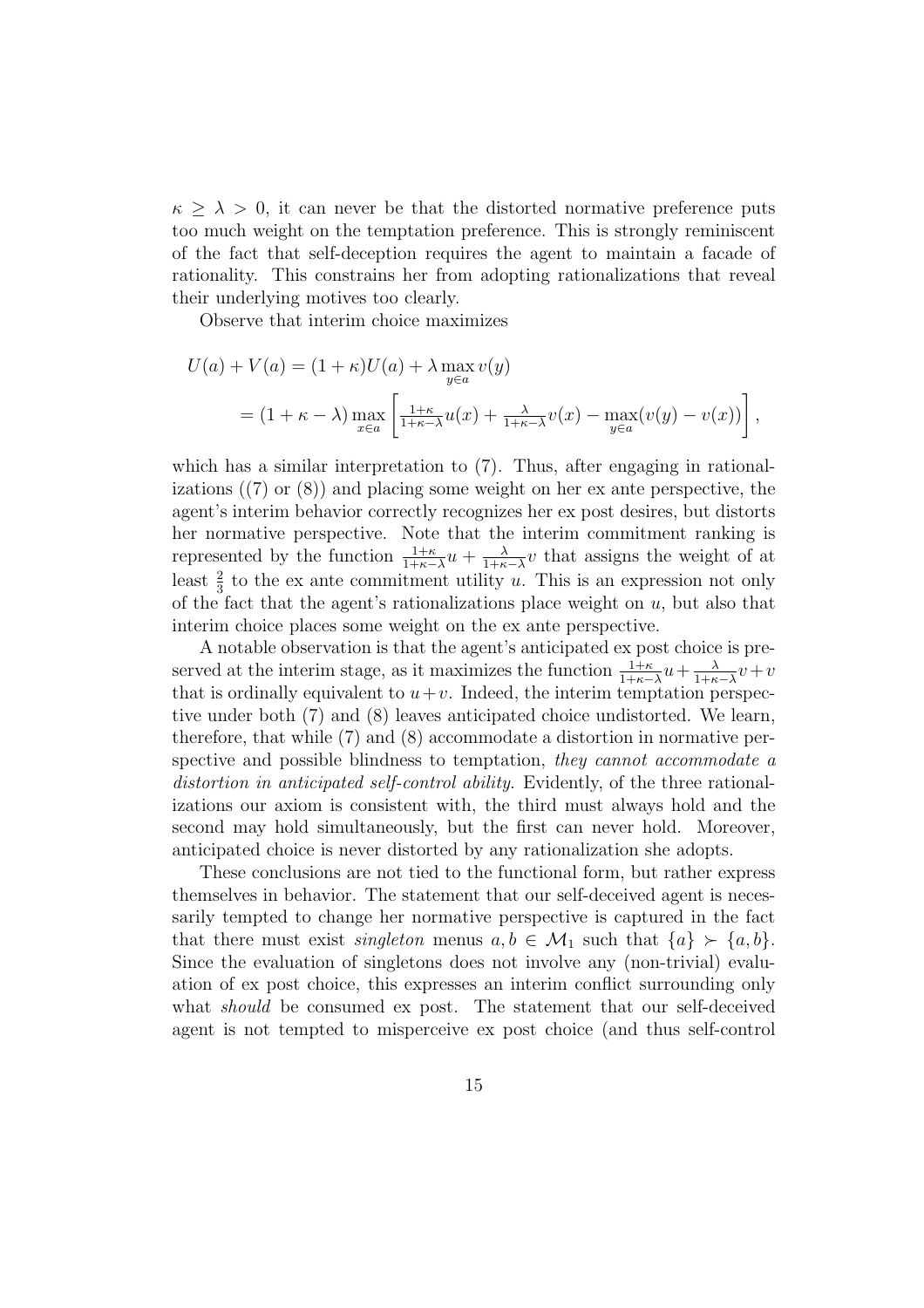$\kappa \geq \lambda > 0$, it can never be that the distorted normative preference puts too much weight on the temptation preference. This is strongly reminiscent of the fact that self-deception requires the agent to maintain a facade of rationality. This constrains her from adopting rationalizations that reveal their underlying motives too clearly.

Observe that interim choice maximizes

$$
\begin{aligned}
U(a) + V(a) &= (1+\kappa)U(a) + \lambda \max_{y \in a} v(y) \\
&= (1+\kappa-\lambda) \max_{x \in a} \left[ \tfrac{1+\kappa}{1+\kappa-\lambda} u(x) + \tfrac{\lambda}{1+\kappa-\lambda} v(x) - \max_{y \in a}(v(y) - v(x)) \right],
\end{aligned}
$$

which has a similar interpretation to (7). Thus, after engaging in rationalizations ((7) or (8)) and placing some weight on her ex ante perspective, the agent's interim behavior correctly recognizes her ex post desires, but distorts her normative perspective. Note that the interim commitment ranking is represented by the function $\frac{1+\kappa}{1+\kappa-\lambda}u + \frac{\lambda}{1+\kappa-\lambda}v$ that assigns the weight of at least $\frac{2}{3}$ to the ex ante commitment utility $u$. This is an expression not only of the fact that the agent's rationalizations place weight on $u$, but also that interim choice places some weight on the ex ante perspective.

A notable observation is that the agent's anticipated ex post choice is preserved at the interim stage, as it maximizes the function $\frac{1+\kappa}{1+\kappa-\lambda}u + \frac{\lambda}{1+\kappa-\lambda}v + v$ that is ordinally equivalent to $u+v$. Indeed, the interim temptation perspective under both (7) and (8) leaves anticipated choice undistorted. We learn, therefore, that while (7) and (8) accommodate a distortion in normative perspective and possible blindness to temptation, *they cannot accommodate a distortion in anticipated self-control ability*. Evidently, of the three rationalizations our axiom is consistent with, the third must always hold and the second may hold simultaneously, but the first can never hold. Moreover, anticipated choice is never distorted by any rationalization she adopts.

These conclusions are not tied to the functional form, but rather express themselves in behavior. The statement that our self-deceived agent is necessarily tempted to change her normative perspective is captured in the fact that there must exist *singleton* menus $a, b \in \mathcal{M}_1$ such that $\{a\} \succ \{a, b\}$. Since the evaluation of singletons does not involve any (non-trivial) evaluation of ex post choice, this expresses an interim conflict surrounding only what *should* be consumed ex post. The statement that our self-deceived agent is not tempted to misperceive ex post choice (and thus self-control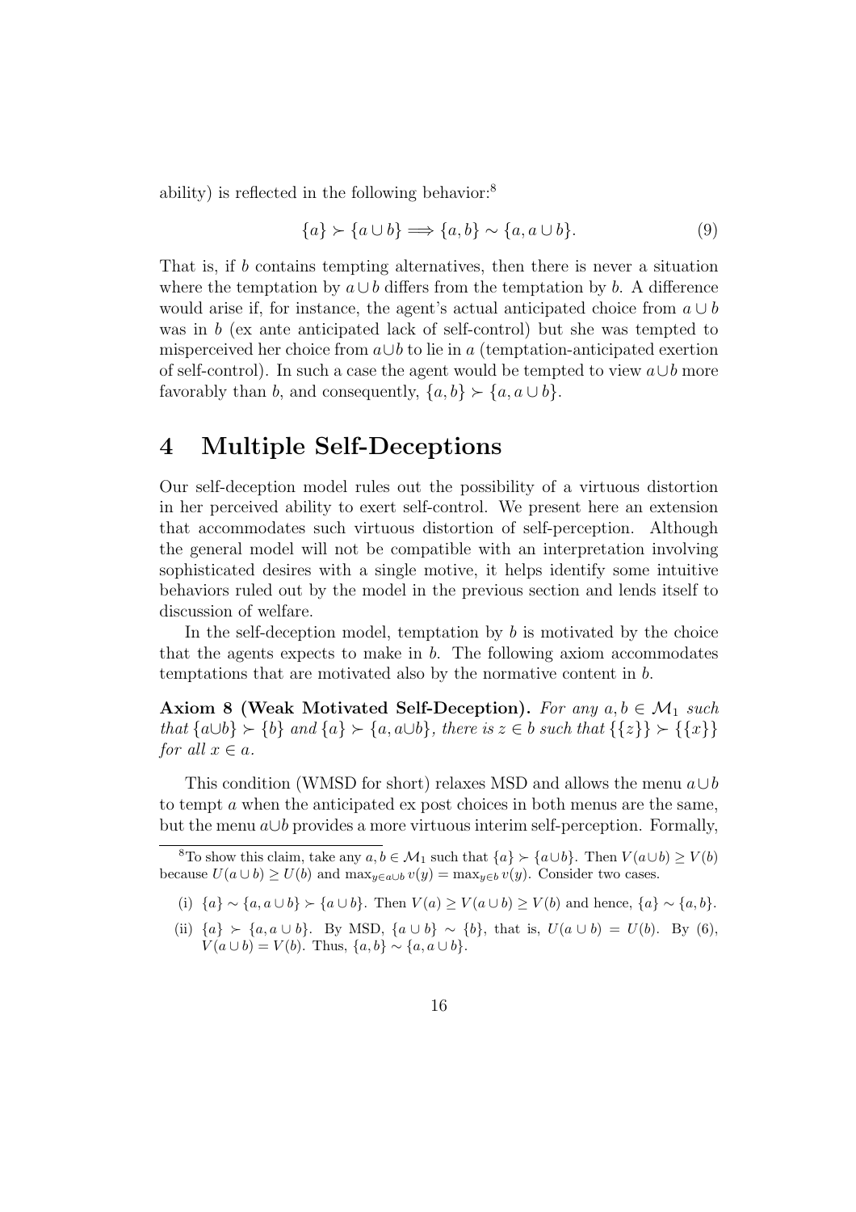ability) is reflected in the following behavior:[8]

$$\{a\} \succ \{a \cup b\} \Longrightarrow \{a, b\} \sim \{a, a \cup b\}. \tag{9}$$

That is, if $b$ contains tempting alternatives, then there is never a situation where the temptation by $a \cup b$ differs from the temptation by $b$. A difference would arise if, for instance, the agent's actual anticipated choice from $a \cup b$ was in $b$ (ex ante anticipated lack of self-control) but she was tempted to misperceived her choice from $a \cup b$ to lie in $a$ (temptation-anticipated exertion of self-control). In such a case the agent would be tempted to view $a \cup b$ more favorably than $b$, and consequently, $\{a, b\} \succ \{a, a \cup b\}$.

# 4 Multiple Self-Deceptions

Our self-deception model rules out the possibility of a virtuous distortion in her perceived ability to exert self-control. We present here an extension that accommodates such virtuous distortion of self-perception. Although the general model will not be compatible with an interpretation involving sophisticated desires with a single motive, it helps identify some intuitive behaviors ruled out by the model in the previous section and lends itself to discussion of welfare.

In the self-deception model, temptation by $b$ is motivated by the choice that the agents expects to make in $b$. The following axiom accommodates temptations that are motivated also by the normative content in $b$.

**Axiom 8 (Weak Motivated Self-Deception).** *For any $a, b \in \mathcal{M}_1$ such that $\{a \cup b\} \succ \{b\}$ and $\{a\} \succ \{a, a \cup b\}$, there is $z \in b$ such that $\{\{z\}\} \succ \{\{x\}\}$ for all $x \in a$.*

This condition (WMSD for short) relaxes MSD and allows the menu $a \cup b$ to tempt $a$ when the anticipated ex post choices in both menus are the same, but the menu $a \cup b$ provides a more virtuous interim self-perception. Formally,

---

[8] To show this claim, take any $a, b \in \mathcal{M}_1$ such that $\{a\} \succ \{a \cup b\}$. Then $V(a \cup b) \geq V(b)$ because $U(a \cup b) \geq U(b)$ and $\max_{y \in a \cup b} v(y) = \max_{y \in b} v(y)$. Consider two cases.

(i) $\{a\} \sim \{a, a \cup b\} \succ \{a \cup b\}$. Then $V(a) \geq V(a \cup b) \geq V(b)$ and hence, $\{a\} \sim \{a, b\}$.

(ii) $\{a\} \succ \{a, a \cup b\}$. By MSD, $\{a \cup b\} \sim \{b\}$, that is, $U(a \cup b) = U(b)$. By (6), $V(a \cup b) = V(b)$. Thus, $\{a, b\} \sim \{a, a \cup b\}$.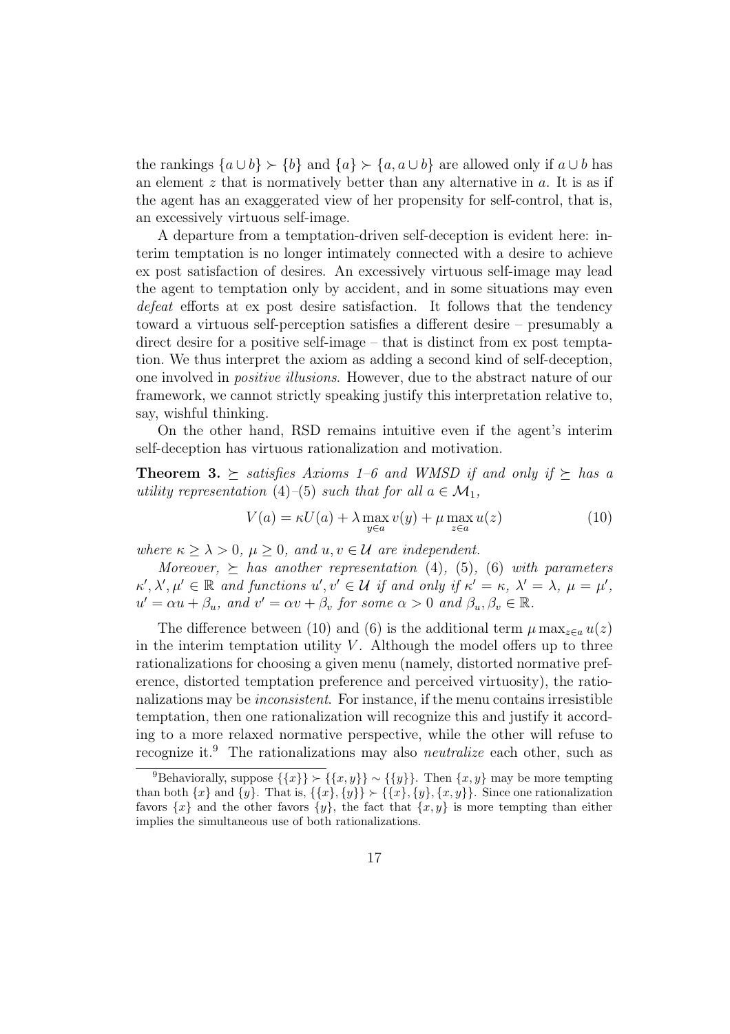the rankings $\{a \cup b\} \succ \{b\}$ and $\{a\} \succ \{a, a \cup b\}$ are allowed only if $a \cup b$ has an element $z$ that is normatively better than any alternative in $a$. It is as if the agent has an exaggerated view of her propensity for self-control, that is, an excessively virtuous self-image.

A departure from a temptation-driven self-deception is evident here: interim temptation is no longer intimately connected with a desire to achieve ex post satisfaction of desires. An excessively virtuous self-image may lead the agent to temptation only by accident, and in some situations may even *defeat* efforts at ex post desire satisfaction. It follows that the tendency toward a virtuous self-perception satisfies a different desire – presumably a direct desire for a positive self-image – that is distinct from ex post temptation. We thus interpret the axiom as adding a second kind of self-deception, one involved in *positive illusions*. However, due to the abstract nature of our framework, we cannot strictly speaking justify this interpretation relative to, say, wishful thinking.

On the other hand, RSD remains intuitive even if the agent's interim self-deception has virtuous rationalization and motivation.

**Theorem 3.** *$\succeq$ satisfies Axioms 1–6 and WMSD if and only if $\succeq$ has a utility representation (4)–(5) such that for all $a \in \mathcal{M}_1$,*

$$V(a) = \kappa U(a) + \lambda \max_{y \in a} v(y) + \mu \max_{z \in a} u(z) \tag{10}$$

*where $\kappa \geq \lambda > 0$, $\mu \geq 0$, and $u, v \in \mathcal{U}$ are independent.*

*Moreover, $\succeq$ has another representation (4), (5), (6) with parameters $\kappa', \lambda', \mu' \in \mathbb{R}$ and functions $u', v' \in \mathcal{U}$ if and only if $\kappa' = \kappa$, $\lambda' = \lambda$, $\mu = \mu'$, $u' = \alpha u + \beta_u$, and $v' = \alpha v + \beta_v$ for some $\alpha > 0$ and $\beta_u, \beta_v \in \mathbb{R}$.*

The difference between (10) and (6) is the additional term $\mu \max_{z \in a} u(z)$ in the interim temptation utility $V$. Although the model offers up to three rationalizations for choosing a given menu (namely, distorted normative preference, distorted temptation preference and perceived virtuosity), the rationalizations may be *inconsistent*. For instance, if the menu contains irresistible temptation, then one rationalization will recognize this and justify it according to a more relaxed normative perspective, while the other will refuse to recognize it.[9] The rationalizations may also *neutralize* each other, such as

[9] Behaviorally, suppose $\{\{x\}\} \succ \{\{x, y\}\} \sim \{\{y\}\}$. Then $\{x, y\}$ may be more tempting than both $\{x\}$ and $\{y\}$. That is, $\{\{x\}, \{y\}\} \succ \{\{x\}, \{y\}, \{x, y\}\}$. Since one rationalization favors $\{x\}$ and the other favors $\{y\}$, the fact that $\{x, y\}$ is more tempting than either implies the simultaneous use of both rationalizations.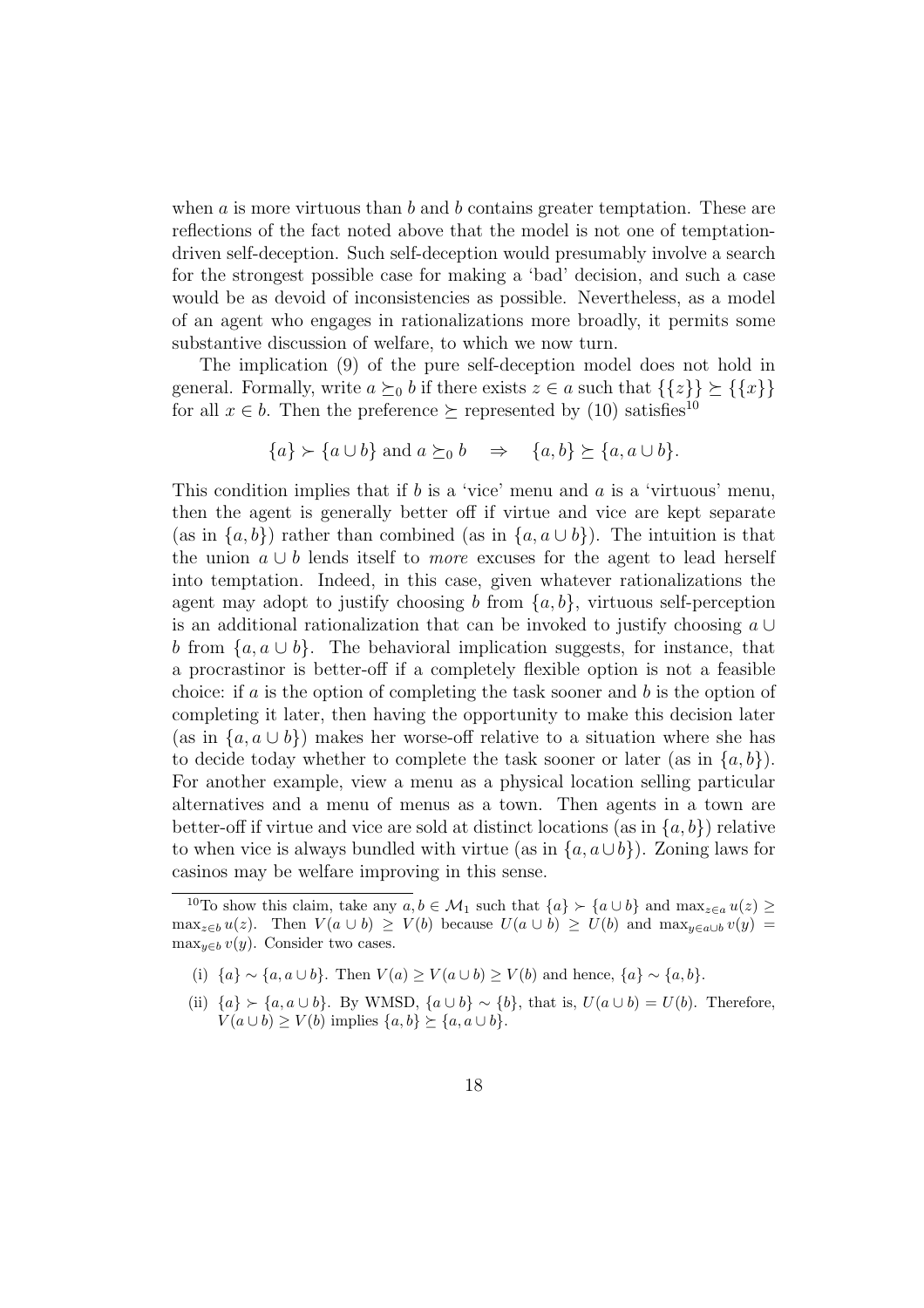when $a$ is more virtuous than $b$ and $b$ contains greater temptation. These are reflections of the fact noted above that the model is not one of temptation-driven self-deception. Such self-deception would presumably involve a search for the strongest possible case for making a 'bad' decision, and such a case would be as devoid of inconsistencies as possible. Nevertheless, as a model of an agent who engages in rationalizations more broadly, it permits some substantive discussion of welfare, to which we now turn.

The implication (9) of the pure self-deception model does not hold in general. Formally, write $a \succeq_0 b$ if there exists $z \in a$ such that $\{\{z\}\} \succeq \{\{x\}\}$ for all $x \in b$. Then the preference $\succeq$ represented by (10) satisfies[10]

$$\{a\} \succ \{a \cup b\} \text{ and } a \succeq_0 b \quad \Rightarrow \quad \{a, b\} \succeq \{a, a \cup b\}.$$

This condition implies that if $b$ is a 'vice' menu and $a$ is a 'virtuous' menu, then the agent is generally better off if virtue and vice are kept separate (as in $\{a, b\}$) rather than combined (as in $\{a, a \cup b\}$). The intuition is that the union $a \cup b$ lends itself to *more* excuses for the agent to lead herself into temptation. Indeed, in this case, given whatever rationalizations the agent may adopt to justify choosing $b$ from $\{a, b\}$, virtuous self-perception is an additional rationalization that can be invoked to justify choosing $a \cup b$ from $\{a, a \cup b\}$. The behavioral implication suggests, for instance, that a procrastinor is better-off if a completely flexible option is not a feasible choice: if $a$ is the option of completing the task sooner and $b$ is the option of completing it later, then having the opportunity to make this decision later (as in $\{a, a \cup b\}$) makes her worse-off relative to a situation where she has to decide today whether to complete the task sooner or later (as in $\{a, b\}$). For another example, view a menu as a physical location selling particular alternatives and a menu of menus as a town. Then agents in a town are better-off if virtue and vice are sold at distinct locations (as in $\{a, b\}$) relative to when vice is always bundled with virtue (as in $\{a, a \cup b\}$). Zoning laws for casinos may be welfare improving in this sense.

---

[10] To show this claim, take any $a, b \in \mathcal{M}_1$ such that $\{a\} \succ \{a \cup b\}$ and $\max_{z \in a} u(z) \geq \max_{z \in b} u(z)$. Then $V(a \cup b) \geq V(b)$ because $U(a \cup b) \geq U(b)$ and $\max_{y \in a \cup b} v(y) = \max_{y \in b} v(y)$. Consider two cases.

(i) $\{a\} \sim \{a, a \cup b\}$. Then $V(a) \geq V(a \cup b) \geq V(b)$ and hence, $\{a\} \sim \{a, b\}$.

(ii) $\{a\} \succ \{a, a \cup b\}$. By WMSD, $\{a \cup b\} \sim \{b\}$, that is, $U(a \cup b) = U(b)$. Therefore, $V(a \cup b) \geq V(b)$ implies $\{a, b\} \succeq \{a, a \cup b\}$.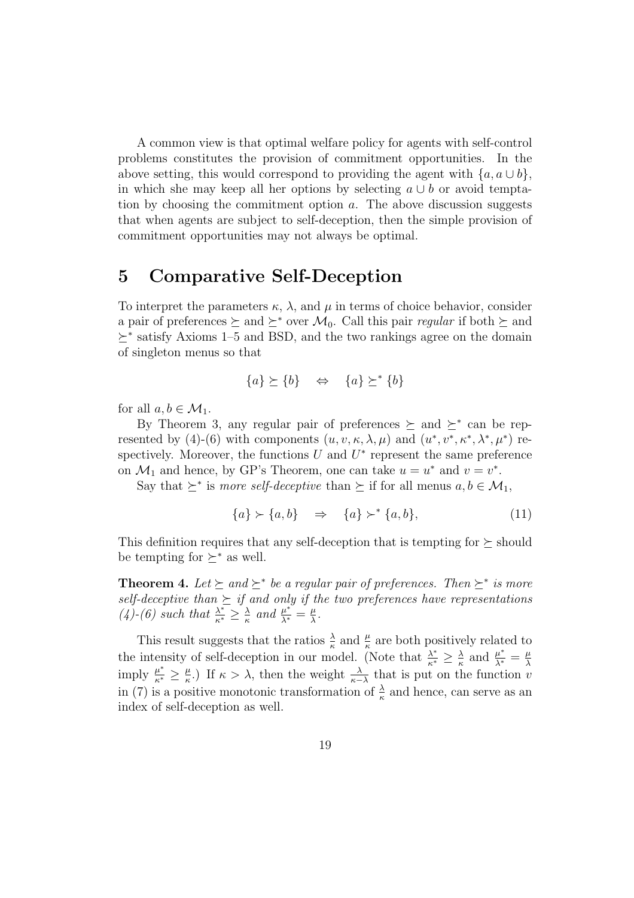A common view is that optimal welfare policy for agents with self-control problems constitutes the provision of commitment opportunities. In the above setting, this would correspond to providing the agent with $\{a, a \cup b\}$, in which she may keep all her options by selecting $a \cup b$ or avoid temptation by choosing the commitment option $a$. The above discussion suggests that when agents are subject to self-deception, then the simple provision of commitment opportunities may not always be optimal.

# 5 Comparative Self-Deception

To interpret the parameters $\kappa$, $\lambda$, and $\mu$ in terms of choice behavior, consider a pair of preferences $\succeq$ and $\succeq^*$ over $\mathcal{M}_0$. Call this pair *regular* if both $\succeq$ and $\succeq^*$ satisfy Axioms 1–5 and BSD, and the two rankings agree on the domain of singleton menus so that

$$\{a\} \succeq \{b\} \quad \Leftrightarrow \quad \{a\} \succeq^* \{b\}$$

for all $a, b \in \mathcal{M}_1$.

By Theorem 3, any regular pair of preferences $\succeq$ and $\succeq^*$ can be represented by (4)-(6) with components $(u, v, \kappa, \lambda, \mu)$ and $(u^*, v^*, \kappa^*, \lambda^*, \mu^*)$ respectively. Moreover, the functions $U$ and $U^*$ represent the same preference on $\mathcal{M}_1$ and hence, by GP's Theorem, one can take $u = u^*$ and $v = v^*$.

Say that $\succeq^*$ is *more self-deceptive* than $\succeq$ if for all menus $a, b \in \mathcal{M}_1$,

$$\{a\} \succ \{a, b\} \quad \Rightarrow \quad \{a\} \succ^* \{a, b\}, \tag{11}$$

This definition requires that any self-deception that is tempting for $\succeq$ should be tempting for $\succeq^*$ as well.

**Theorem 4.** *Let $\succeq$ and $\succeq^*$ be a regular pair of preferences. Then $\succeq^*$ is more self-deceptive than $\succeq$ if and only if the two preferences have representations (4)-(6) such that $\frac{\lambda^*}{\kappa^*} \geq \frac{\lambda}{\kappa}$ and $\frac{\mu^*}{\lambda^*} = \frac{\mu}{\lambda}$.*

This result suggests that the ratios $\frac{\lambda}{\kappa}$ and $\frac{\mu}{\kappa}$ are both positively related to the intensity of self-deception in our model. (Note that $\frac{\lambda^*}{\kappa^*} \geq \frac{\lambda}{\kappa}$ and $\frac{\mu^*}{\lambda^*} = \frac{\mu}{\lambda}$ imply $\frac{\mu^*}{\kappa^*} \geq \frac{\mu}{\kappa}$.) If $\kappa > \lambda$, then the weight $\frac{\lambda}{\kappa - \lambda}$ that is put on the function $v$ in (7) is a positive monotonic transformation of $\frac{\lambda}{\kappa}$ and hence, can serve as an index of self-deception as well.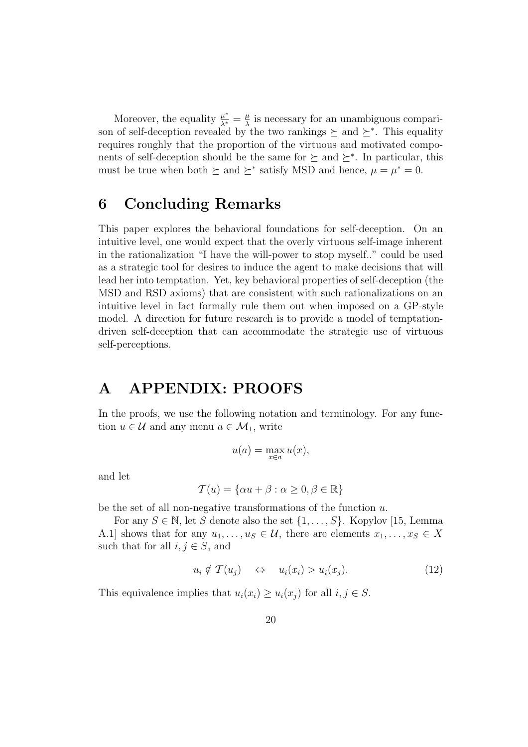Moreover, the equality $\frac{\mu^*}{\lambda^*} = \frac{\mu}{\lambda}$ is necessary for an unambiguous comparison of self-deception revealed by the two rankings $\succeq$ and $\succeq^*$. This equality requires roughly that the proportion of the virtuous and motivated components of self-deception should be the same for $\succeq$ and $\succeq^*$. In particular, this must be true when both $\succeq$ and $\succeq^*$ satisfy MSD and hence, $\mu = \mu^* = 0$.

# 6 Concluding Remarks

This paper explores the behavioral foundations for self-deception. On an intuitive level, one would expect that the overly virtuous self-image inherent in the rationalization "I have the will-power to stop myself.." could be used as a strategic tool for desires to induce the agent to make decisions that will lead her into temptation. Yet, key behavioral properties of self-deception (the MSD and RSD axioms) that are consistent with such rationalizations on an intuitive level in fact formally rule them out when imposed on a GP-style model. A direction for future research is to provide a model of temptation-driven self-deception that can accommodate the strategic use of virtuous self-perceptions.

# A APPENDIX: PROOFS

In the proofs, we use the following notation and terminology. For any function $u \in \mathcal{U}$ and any menu $a \in \mathcal{M}_1$, write

$$u(a) = \max_{x \in a} u(x),$$

and let

$$\mathcal{T}(u) = \{\alpha u + \beta : \alpha \geq 0, \beta \in \mathbb{R}\}$$

be the set of all non-negative transformations of the function $u$.

For any $S \in \mathbb{N}$, let $S$ denote also the set $\{1, \ldots, S\}$. Kopylov [15, Lemma A.1] shows that for any $u_1, \ldots, u_S \in \mathcal{U}$, there are elements $x_1, \ldots, x_S \in X$ such that for all $i, j \in S$, and

$$u_i \notin \mathcal{T}(u_j) \quad \Leftrightarrow \quad u_i(x_i) > u_i(x_j). \tag{12}$$

This equivalence implies that $u_i(x_i) \geq u_i(x_j)$ for all $i, j \in S$.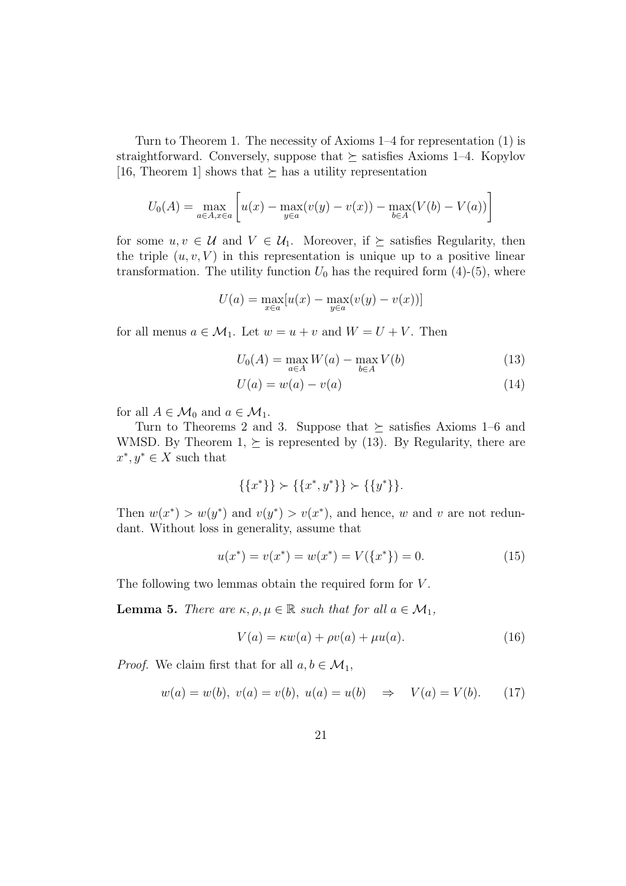Turn to Theorem 1. The necessity of Axioms 1–4 for representation (1) is straightforward. Conversely, suppose that $\succeq$ satisfies Axioms 1–4. Kopylov [16, Theorem 1] shows that $\succeq$ has a utility representation

$$U_0(A) = \max_{a \in A, x \in a} \left[ u(x) - \max_{y \in a}(v(y) - v(x)) - \max_{b \in A}(V(b) - V(a)) \right]$$

for some $u, v \in \mathcal{U}$ and $V \in \mathcal{U}_1$. Moreover, if $\succeq$ satisfies Regularity, then the triple $(u, v, V)$ in this representation is unique up to a positive linear transformation. The utility function $U_0$ has the required form (4)-(5), where

$$U(a) = \max_{x \in a}[u(x) - \max_{y \in a}(v(y) - v(x))]$$

for all menus $a \in \mathcal{M}_1$. Let $w = u + v$ and $W = U + V$. Then

$$U_0(A) = \max_{a \in A} W(a) - \max_{b \in A} V(b) \tag{13}$$

$$U(a) = w(a) - v(a) \tag{14}$$

for all $A \in \mathcal{M}_0$ and $a \in \mathcal{M}_1$.

Turn to Theorems 2 and 3. Suppose that $\succeq$ satisfies Axioms 1–6 and WMSD. By Theorem 1, $\succeq$ is represented by (13). By Regularity, there are $x^*, y^* \in X$ such that

$$\{\{x^*\}\} \succ \{\{x^*, y^*\}\} \succ \{\{y^*\}\}.$$

Then $w(x^*) > w(y^*)$ and $v(y^*) > v(x^*)$, and hence, $w$ and $v$ are not redundant. Without loss in generality, assume that

$$u(x^*) = v(x^*) = w(x^*) = V(\{x^*\}) = 0. \tag{15}$$

The following two lemmas obtain the required form for $V$.

**Lemma 5.** *There are $\kappa, \rho, \mu \in \mathbb{R}$ such that for all $a \in \mathcal{M}_1$,*

$$V(a) = \kappa w(a) + \rho v(a) + \mu u(a). \tag{16}$$

*Proof.* We claim first that for all $a, b \in \mathcal{M}_1$,

$$w(a) = w(b),\ v(a) = v(b),\ u(a) = u(b) \quad \Rightarrow \quad V(a) = V(b). \tag{17}$$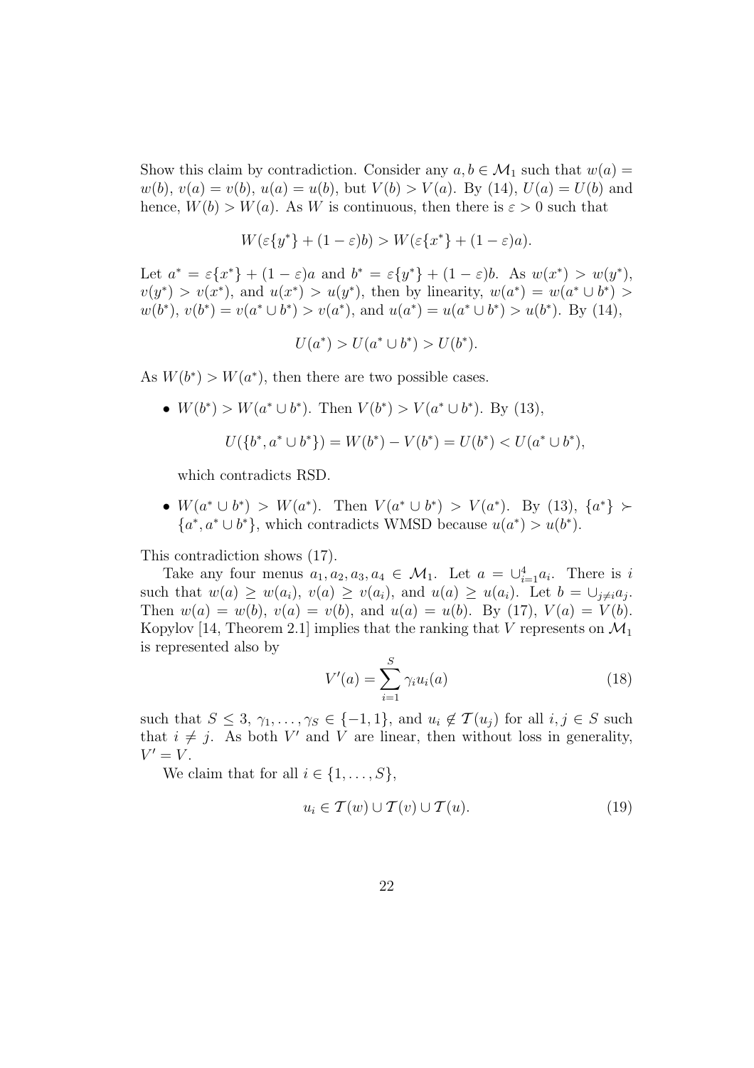Show this claim by contradiction. Consider any $a, b \in \mathcal{M}_1$ such that $w(a) = w(b)$, $v(a) = v(b)$, $u(a) = u(b)$, but $V(b) > V(a)$. By (14), $U(a) = U(b)$ and hence, $W(b) > W(a)$. As $W$ is continuous, then there is $\varepsilon > 0$ such that

$$W(\varepsilon\{y^*\} + (1-\varepsilon)b) > W(\varepsilon\{x^*\} + (1-\varepsilon)a).$$

Let $a^* = \varepsilon\{x^*\} + (1-\varepsilon)a$ and $b^* = \varepsilon\{y^*\} + (1-\varepsilon)b$. As $w(x^*) > w(y^*)$, $v(y^*) > v(x^*)$, and $u(x^*) > u(y^*)$, then by linearity, $w(a^*) = w(a^* \cup b^*) > w(b^*)$, $v(b^*) = v(a^* \cup b^*) > v(a^*)$, and $u(a^*) = u(a^* \cup b^*) > u(b^*)$. By (14),

$$U(a^*) > U(a^* \cup b^*) > U(b^*).$$

As $W(b^*) > W(a^*)$, then there are two possible cases.

- $W(b^*) > W(a^* \cup b^*)$. Then $V(b^*) > V(a^* \cup b^*)$. By (13),

  $$U(\{b^*, a^* \cup b^*\}) = W(b^*) - V(b^*) = U(b^*) < U(a^* \cup b^*),$$

  which contradicts RSD.

- $W(a^* \cup b^*) > W(a^*)$. Then $V(a^* \cup b^*) > V(a^*)$. By (13), $\{a^*\} \succ \{a^*, a^* \cup b^*\}$, which contradicts WMSD because $u(a^*) > u(b^*)$.

This contradiction shows (17).

Take any four menus $a_1, a_2, a_3, a_4 \in \mathcal{M}_1$. Let $a = \cup_{i=1}^4 a_i$. There is $i$ such that $w(a) \geq w(a_i)$, $v(a) \geq v(a_i)$, and $u(a) \geq u(a_i)$. Let $b = \cup_{j \neq i} a_j$. Then $w(a) = w(b)$, $v(a) = v(b)$, and $u(a) = u(b)$. By (17), $V(a) = V(b)$. Kopylov [14, Theorem 2.1] implies that the ranking that $V$ represents on $\mathcal{M}_1$ is represented also by

$$V'(a) = \sum_{i=1}^{S} \gamma_i u_i(a) \tag{18}$$

such that $S \leq 3$, $\gamma_1, \ldots, \gamma_S \in \{-1, 1\}$, and $u_i \notin \mathcal{T}(u_j)$ for all $i, j \in S$ such that $i \neq j$. As both $V'$ and $V$ are linear, then without loss in generality, $V' = V$.

We claim that for all $i \in \{1, \ldots, S\}$,

$$u_i \in \mathcal{T}(w) \cup \mathcal{T}(v) \cup \mathcal{T}(u). \tag{19}$$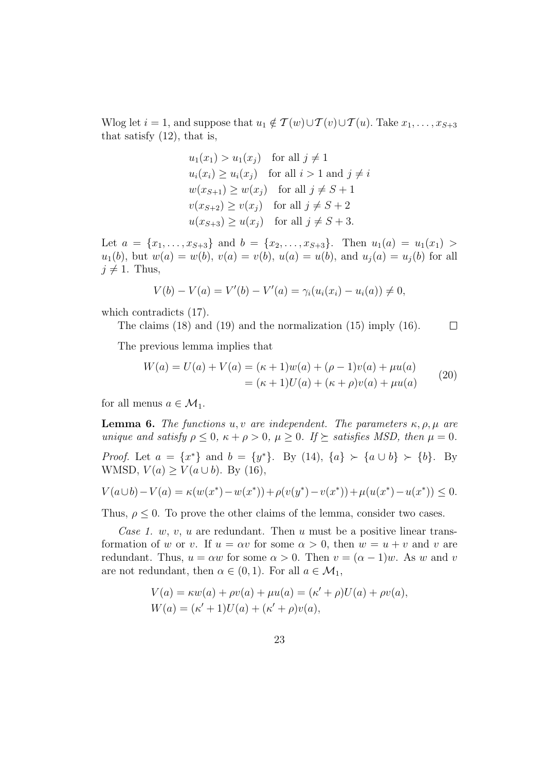Wlog let $i = 1$, and suppose that $u_1 \notin \mathcal{T}(w) \cup \mathcal{T}(v) \cup \mathcal{T}(u)$. Take $x_1, \ldots, x_{S+3}$ that satisfy (12), that is,

$$
\begin{aligned}
&u_1(x_1) > u_1(x_j) \quad \text{for all } j \neq 1 \\
&u_i(x_i) \geq u_i(x_j) \quad \text{for all } i > 1 \text{ and } j \neq i \\
&w(x_{S+1}) \geq w(x_j) \quad \text{for all } j \neq S+1 \\
&v(x_{S+2}) \geq v(x_j) \quad \text{for all } j \neq S+2 \\
&u(x_{S+3}) \geq u(x_j) \quad \text{for all } j \neq S+3.
\end{aligned}
$$

Let $a = \{x_1, \ldots, x_{S+3}\}$ and $b = \{x_2, \ldots, x_{S+3}\}$. Then $u_1(a) = u_1(x_1) > u_1(b)$, but $w(a) = w(b)$, $v(a) = v(b)$, $u(a) = u(b)$, and $u_j(a) = u_j(b)$ for all $j \neq 1$. Thus,

$$
V(b) - V(a) = V'(b) - V'(a) = \gamma_i(u_i(x_i) - u_i(a)) \neq 0,
$$

which contradicts (17).

The claims (18) and (19) and the normalization (15) imply (16). $\square$

The previous lemma implies that

$$
\begin{aligned}
W(a) = U(a) + V(a) &= (\kappa + 1)w(a) + (\rho - 1)v(a) + \mu u(a) \\
&= (\kappa + 1)U(a) + (\kappa + \rho)v(a) + \mu u(a)
\end{aligned} \tag{20}
$$

for all menus $a \in \mathcal{M}_1$.

**Lemma 6.** *The functions $u, v$ are independent. The parameters $\kappa, \rho, \mu$ are unique and satisfy $\rho \leq 0$, $\kappa + \rho > 0$, $\mu \geq 0$. If $\succeq$ satisfies MSD, then $\mu = 0$.*

*Proof.* Let $a = \{x^*\}$ and $b = \{y^*\}$. By (14), $\{a\} \succ \{a \cup b\} \succ \{b\}$. By WMSD, $V(a) \geq V(a \cup b)$. By (16),

$$
V(a \cup b) - V(a) = \kappa(w(x^*) - w(x^*)) + \rho(v(y^*) - v(x^*)) + \mu(u(x^*) - u(x^*)) \leq 0.
$$

Thus, $\rho \leq 0$. To prove the other claims of the lemma, consider two cases.

*Case 1.* $w$, $v$, $u$ are redundant. Then $u$ must be a positive linear transformation of $w$ or $v$. If $u = \alpha v$ for some $\alpha > 0$, then $w = u + v$ and $v$ are redundant. Thus, $u = \alpha w$ for some $\alpha > 0$. Then $v = (\alpha - 1)w$. As $w$ and $v$ are not redundant, then $\alpha \in (0, 1)$. For all $a \in \mathcal{M}_1$,

$$
\begin{aligned}
&V(a) = \kappa w(a) + \rho v(a) + \mu u(a) = (\kappa' + \rho)U(a) + \rho v(a), \\
&W(a) = (\kappa' + 1)U(a) + (\kappa' + \rho)v(a),
\end{aligned}
$$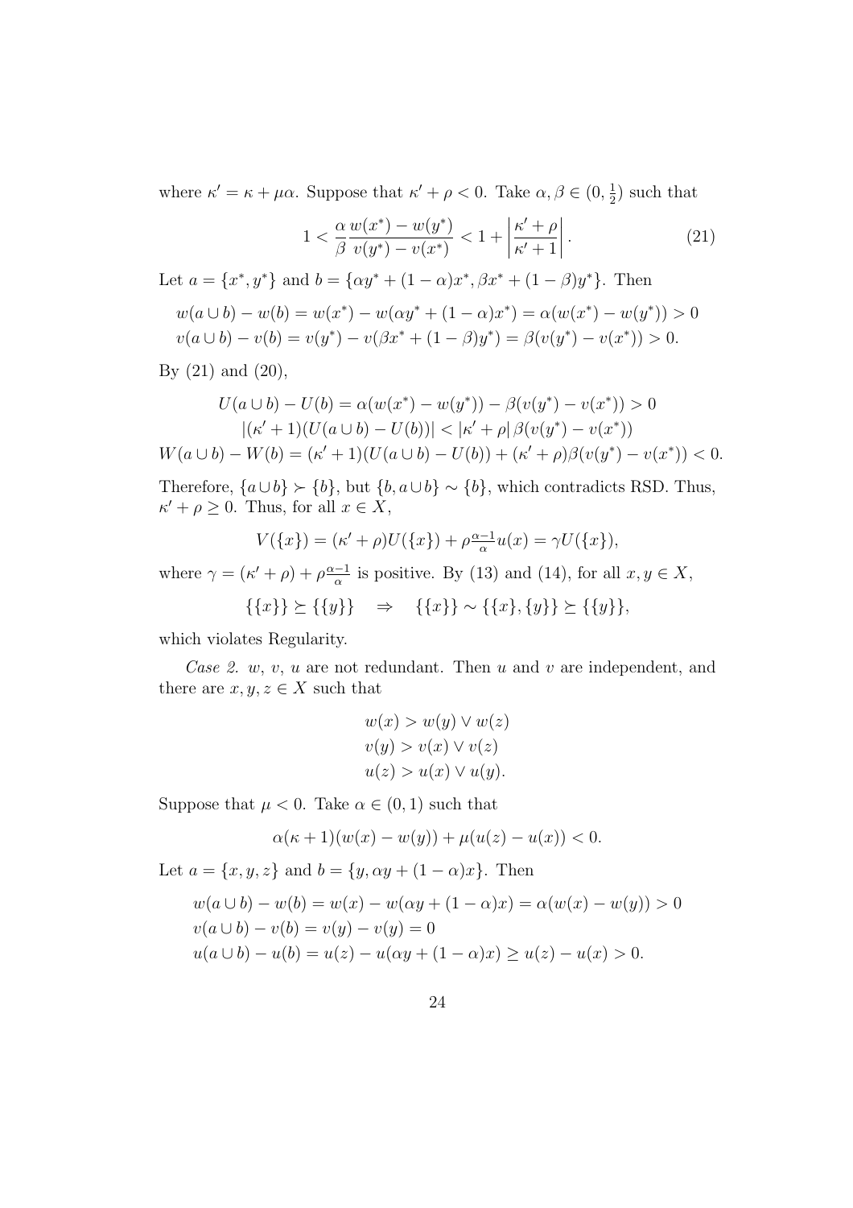where $\kappa' = \kappa + \mu\alpha$. Suppose that $\kappa' + \rho < 0$. Take $\alpha, \beta \in (0, \frac{1}{2})$ such that

$$1 < \frac{\alpha}{\beta} \frac{w(x^*) - w(y^*)}{v(y^*) - v(x^*)} < 1 + \left| \frac{\kappa' + \rho}{\kappa' + 1} \right|. \tag{21}$$

Let $a = \{x^*, y^*\}$ and $b = \{\alpha y^* + (1 - \alpha)x^*, \beta x^* + (1 - \beta)y^*\}$. Then

$$\begin{aligned}
w(a \cup b) - w(b) &= w(x^*) - w(\alpha y^* + (1 - \alpha)x^*) = \alpha(w(x^*) - w(y^*)) > 0 \\
v(a \cup b) - v(b) &= v(y^*) - v(\beta x^* + (1 - \beta)y^*) = \beta(v(y^*) - v(x^*)) > 0.
\end{aligned}$$

By (21) and (20),

$$\begin{aligned}
U(a \cup b) - U(b) &= \alpha(w(x^*) - w(y^*)) - \beta(v(y^*) - v(x^*)) > 0 \\
|(\kappa' + 1)(U(a \cup b) - U(b))| &< |\kappa' + \rho| \, \beta(v(y^*) - v(x^*)) \\
W(a \cup b) - W(b) &= (\kappa' + 1)(U(a \cup b) - U(b)) + (\kappa' + \rho)\beta(v(y^*) - v(x^*)) < 0.
\end{aligned}$$

Therefore, $\{a \cup b\} \succ \{b\}$, but $\{b, a \cup b\} \sim \{b\}$, which contradicts RSD. Thus, $\kappa' + \rho \geq 0$. Thus, for all $x \in X$,

$$V(\{x\}) = (\kappa' + \rho)U(\{x\}) + \rho \tfrac{\alpha - 1}{\alpha} u(x) = \gamma U(\{x\}),$$

where $\gamma = (\kappa' + \rho) + \rho \frac{\alpha - 1}{\alpha}$ is positive. By (13) and (14), for all $x, y \in X$,

$$\{\{x\}\} \succeq \{\{y\}\} \quad \Rightarrow \quad \{\{x\}\} \sim \{\{x\}, \{y\}\} \succeq \{\{y\}\},$$

which violates Regularity.

*Case 2.* $w$, $v$, $u$ are not redundant. Then $u$ and $v$ are independent, and there are $x, y, z \in X$ such that

$$\begin{aligned}
w(x) &> w(y) \vee w(z) \\
v(y) &> v(x) \vee v(z) \\
u(z) &> u(x) \vee u(y).
\end{aligned}$$

Suppose that $\mu < 0$. Take $\alpha \in (0, 1)$ such that

$$\alpha(\kappa + 1)(w(x) - w(y)) + \mu(u(z) - u(x)) < 0.$$

Let $a = \{x, y, z\}$ and $b = \{y, \alpha y + (1 - \alpha)x\}$. Then

$$\begin{aligned}
w(a \cup b) - w(b) &= w(x) - w(\alpha y + (1 - \alpha)x) = \alpha(w(x) - w(y)) > 0 \\
v(a \cup b) - v(b) &= v(y) - v(y) = 0 \\
u(a \cup b) - u(b) &= u(z) - u(\alpha y + (1 - \alpha)x) \geq u(z) - u(x) > 0.
\end{aligned}$$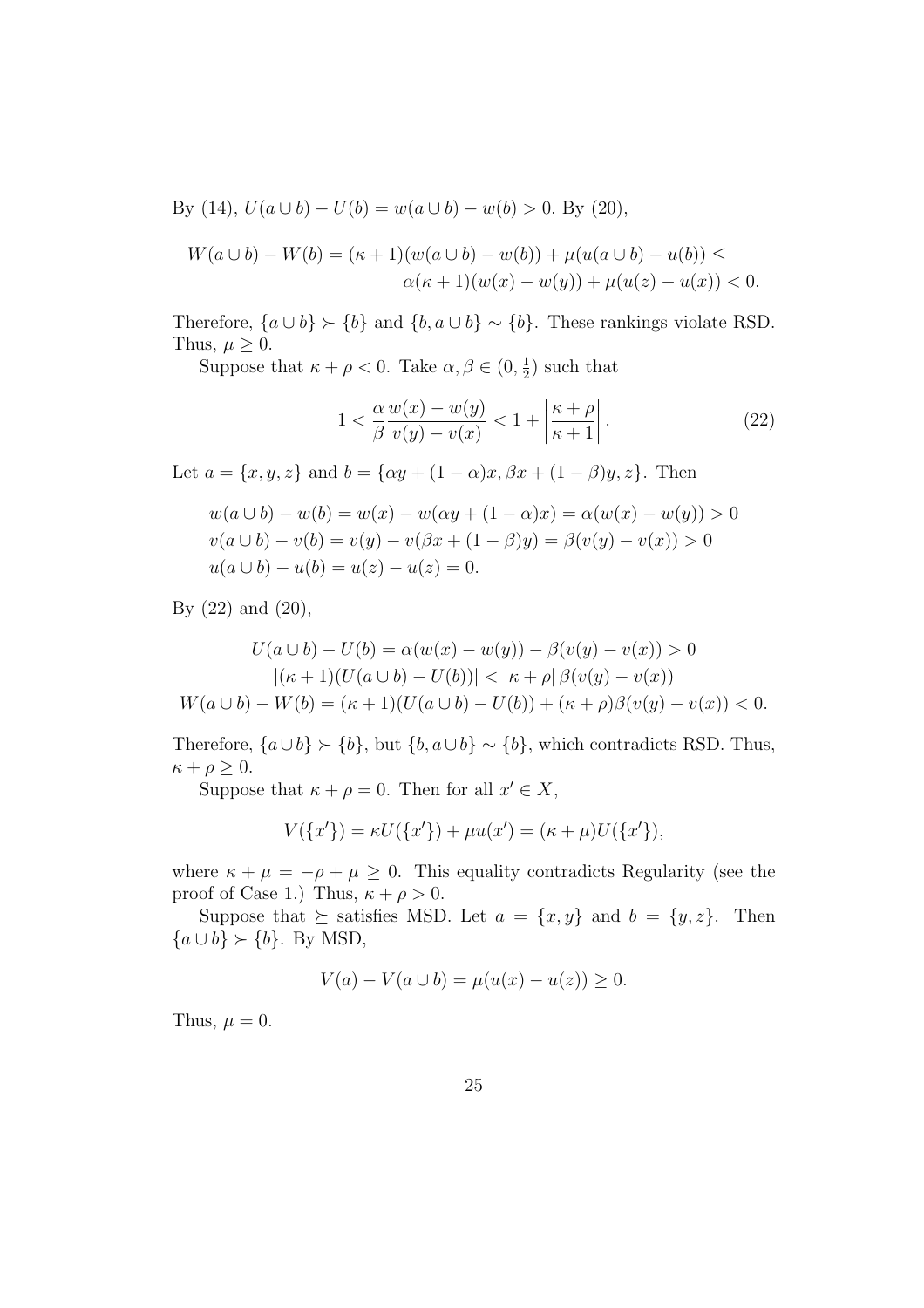By (14), $U(a \cup b) - U(b) = w(a \cup b) - w(b) > 0$. By (20),

$$W(a \cup b) - W(b) = (\kappa + 1)(w(a \cup b) - w(b)) + \mu(u(a \cup b) - u(b)) \leq \alpha(\kappa + 1)(w(x) - w(y)) + \mu(u(z) - u(x)) < 0.$$

Therefore, $\{a \cup b\} \succ \{b\}$ and $\{b, a \cup b\} \sim \{b\}$. These rankings violate RSD. Thus, $\mu \geq 0$.

Suppose that $\kappa + \rho < 0$. Take $\alpha, \beta \in (0, \frac{1}{2})$ such that

$$1 < \frac{\alpha}{\beta} \frac{w(x) - w(y)}{v(y) - v(x)} < 1 + \left| \frac{\kappa + \rho}{\kappa + 1} \right|. \tag{22}$$

Let $a = \{x, y, z\}$ and $b = \{\alpha y + (1 - \alpha)x, \beta x + (1 - \beta)y, z\}$. Then

$$\begin{aligned} w(a \cup b) - w(b) &= w(x) - w(\alpha y + (1 - \alpha)x) = \alpha(w(x) - w(y)) > 0 \\ v(a \cup b) - v(b) &= v(y) - v(\beta x + (1 - \beta)y) = \beta(v(y) - v(x)) > 0 \\ u(a \cup b) - u(b) &= u(z) - u(z) = 0. \end{aligned}$$

By (22) and (20),

$$\begin{aligned} U(a \cup b) - U(b) &= \alpha(w(x) - w(y)) - \beta(v(y) - v(x)) > 0 \\ |(\kappa + 1)(U(a \cup b) - U(b))| &< |\kappa + \rho| \, \beta(v(y) - v(x)) \\ W(a \cup b) - W(b) &= (\kappa + 1)(U(a \cup b) - U(b)) + (\kappa + \rho)\beta(v(y) - v(x)) < 0. \end{aligned}$$

Therefore, $\{a \cup b\} \succ \{b\}$, but $\{b, a \cup b\} \sim \{b\}$, which contradicts RSD. Thus, $\kappa + \rho \geq 0$.

Suppose that $\kappa + \rho = 0$. Then for all $x' \in X$,

$$V(\{x'\}) = \kappa U(\{x'\}) + \mu u(x') = (\kappa + \mu)U(\{x'\}),$$

where $\kappa + \mu = -\rho + \mu \geq 0$. This equality contradicts Regularity (see the proof of Case 1.) Thus, $\kappa + \rho > 0$.

Suppose that $\succeq$ satisfies MSD. Let $a = \{x, y\}$ and $b = \{y, z\}$. Then $\{a \cup b\} \succ \{b\}$. By MSD,

$$V(a) - V(a \cup b) = \mu(u(x) - u(z)) \geq 0.$$

Thus, $\mu = 0$.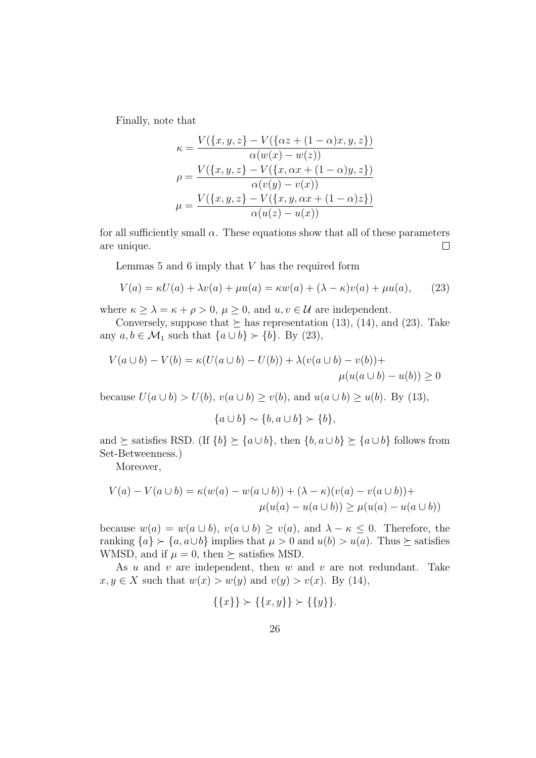Finally, note that

$$\kappa = \frac{V(\{x,y,z\} - V(\{\alpha z + (1-\alpha)x, y, z\})}{\alpha(w(x) - w(z))}$$
$$\rho = \frac{V(\{x,y,z\} - V(\{x, \alpha x + (1-\alpha)y, z\})}{\alpha(v(y) - v(x))}$$
$$\mu = \frac{V(\{x,y,z\} - V(\{x, y, \alpha x + (1-\alpha)z\})}{\alpha(u(z) - u(x))}$$

for all sufficiently small $\alpha$. These equations show that all of these parameters are unique. □

Lemmas 5 and 6 imply that $V$ has the required form

$$V(a) = \kappa U(a) + \lambda v(a) + \mu u(a) = \kappa w(a) + (\lambda - \kappa)v(a) + \mu u(a), \tag{23}$$

where $\kappa \geq \lambda = \kappa + \rho > 0$, $\mu \geq 0$, and $u, v \in \mathcal{U}$ are independent.

Conversely, suppose that $\succeq$ has representation (13), (14), and (23). Take any $a, b \in \mathcal{M}_1$ such that $\{a \cup b\} \succ \{b\}$. By (23),

$$V(a \cup b) - V(b) = \kappa(U(a \cup b) - U(b)) + \lambda(v(a \cup b) - v(b)) + \mu(u(a \cup b) - u(b)) \geq 0$$

because $U(a \cup b) > U(b)$, $v(a \cup b) \geq v(b)$, and $u(a \cup b) \geq u(b)$. By (13),

$$\{a \cup b\} \sim \{b, a \cup b\} \succ \{b\},$$

and $\succeq$ satisfies RSD. (If $\{b\} \succeq \{a \cup b\}$, then $\{b, a \cup b\} \succeq \{a \cup b\}$ follows from Set-Betweenness.)

Moreover,

$$V(a) - V(a \cup b) = \kappa(w(a) - w(a \cup b)) + (\lambda - \kappa)(v(a) - v(a \cup b)) + \mu(u(a) - u(a \cup b)) \geq \mu(u(a) - u(a \cup b))$$

because $w(a) = w(a \cup b)$, $v(a \cup b) \geq v(a)$, and $\lambda - \kappa \leq 0$. Therefore, the ranking $\{a\} \succ \{a, a \cup b\}$ implies that $\mu > 0$ and $u(b) > u(a)$. Thus $\succeq$ satisfies WMSD, and if $\mu = 0$, then $\succeq$ satisfies MSD.

As $u$ and $v$ are independent, then $w$ and $v$ are not redundant. Take $x, y \in X$ such that $w(x) > w(y)$ and $v(y) > v(x)$. By (14),

$$\{\{x\}\} \succ \{\{x, y\}\} \succ \{\{y\}\}.$$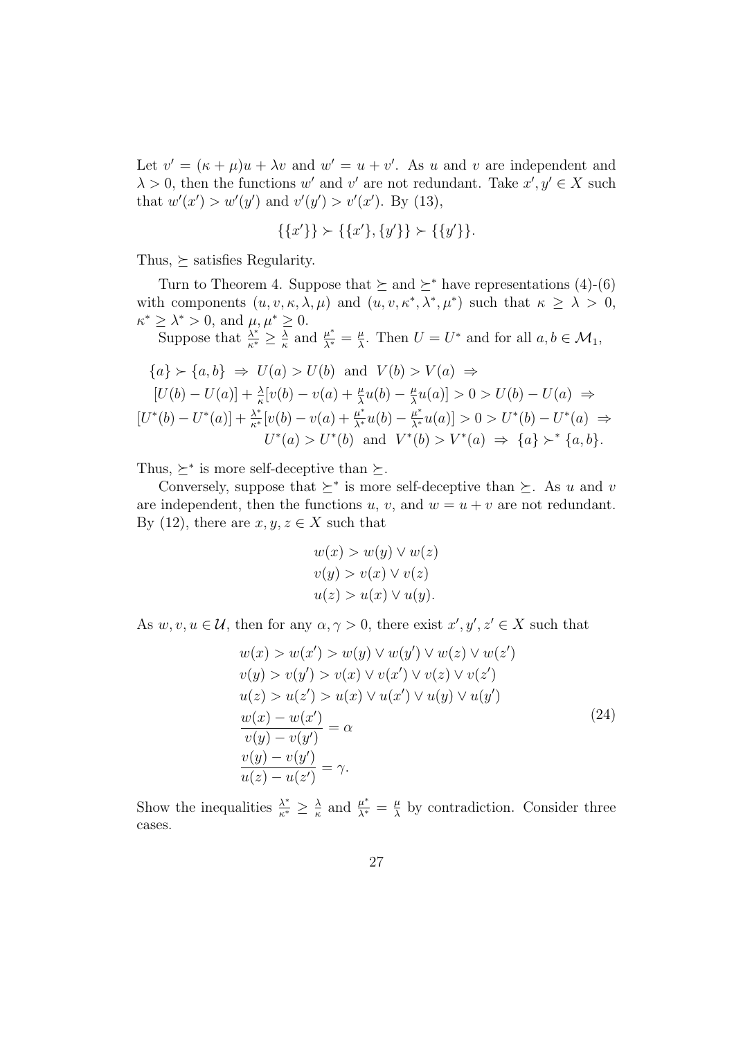Let $v' = (\kappa + \mu)u + \lambda v$ and $w' = u + v'$. As $u$ and $v$ are independent and $\lambda > 0$, then the functions $w'$ and $v'$ are not redundant. Take $x', y' \in X$ such that $w'(x') > w'(y')$ and $v'(y') > v'(x')$. By (13),

$$\{\{x'\}\} \succ \{\{x'\}, \{y'\}\} \succ \{\{y'\}\}.$$

Thus, $\succeq$ satisfies Regularity.

Turn to Theorem 4. Suppose that $\succeq$ and $\succeq^*$ have representations (4)-(6) with components $(u, v, \kappa, \lambda, \mu)$ and $(u, v, \kappa^*, \lambda^*, \mu^*)$ such that $\kappa \geq \lambda > 0$, $\kappa^* \geq \lambda^* > 0$, and $\mu, \mu^* \geq 0$.

Suppose that $\frac{\lambda^*}{\kappa^*} \geq \frac{\lambda}{\kappa}$ and $\frac{\mu^*}{\lambda^*} = \frac{\mu}{\lambda}$. Then $U = U^*$ and for all $a, b \in \mathcal{M}_1$,

$$\begin{aligned}
\{a\} \succ \{a, b\} \;\Rightarrow\; U(a) > U(b) \text{ and } V(b) > V(a) \;\Rightarrow \\
[U(b) - U(a)] + \tfrac{\lambda}{\kappa}[v(b) - v(a) + \tfrac{\mu}{\lambda}u(b) - \tfrac{\mu}{\lambda}u(a)] > 0 > U(b) - U(a) \;\Rightarrow \\
[U^*(b) - U^*(a)] + \tfrac{\lambda^*}{\kappa^*}[v(b) - v(a) + \tfrac{\mu^*}{\lambda^*}u(b) - \tfrac{\mu^*}{\lambda^*}u(a)] > 0 > U^*(b) - U^*(a) \;\Rightarrow \\
U^*(a) > U^*(b) \text{ and } V^*(b) > V^*(a) \;\Rightarrow\; \{a\} \succ^* \{a, b\}.
\end{aligned}$$

Thus, $\succeq^*$ is more self-deceptive than $\succeq$.

Conversely, suppose that $\succeq^*$ is more self-deceptive than $\succeq$. As $u$ and $v$ are independent, then the functions $u$, $v$, and $w = u + v$ are not redundant. By (12), there are $x, y, z \in X$ such that

$$\begin{aligned}
w(x) &> w(y) \vee w(z) \\
v(y) &> v(x) \vee v(z) \\
u(z) &> u(x) \vee u(y).
\end{aligned}$$

As $w, v, u \in \mathcal{U}$, then for any $\alpha, \gamma > 0$, there exist $x', y', z' \in X$ such that

$$\begin{aligned}
w(x) > w(x') &> w(y) \vee w(y') \vee w(z) \vee w(z') \\
v(y) > v(y') &> v(x) \vee v(x') \vee v(z) \vee v(z') \\
u(z) > u(z') &> u(x) \vee u(x') \vee u(y) \vee u(y') \\
\frac{w(x) - w(x')}{v(y) - v(y')} &= \alpha \\
\frac{v(y) - v(y')}{u(z) - u(z')} &= \gamma.
\end{aligned} \tag{24}$$

Show the inequalities $\frac{\lambda^*}{\kappa^*} \geq \frac{\lambda}{\kappa}$ and $\frac{\mu^*}{\lambda^*} = \frac{\mu}{\lambda}$ by contradiction. Consider three cases.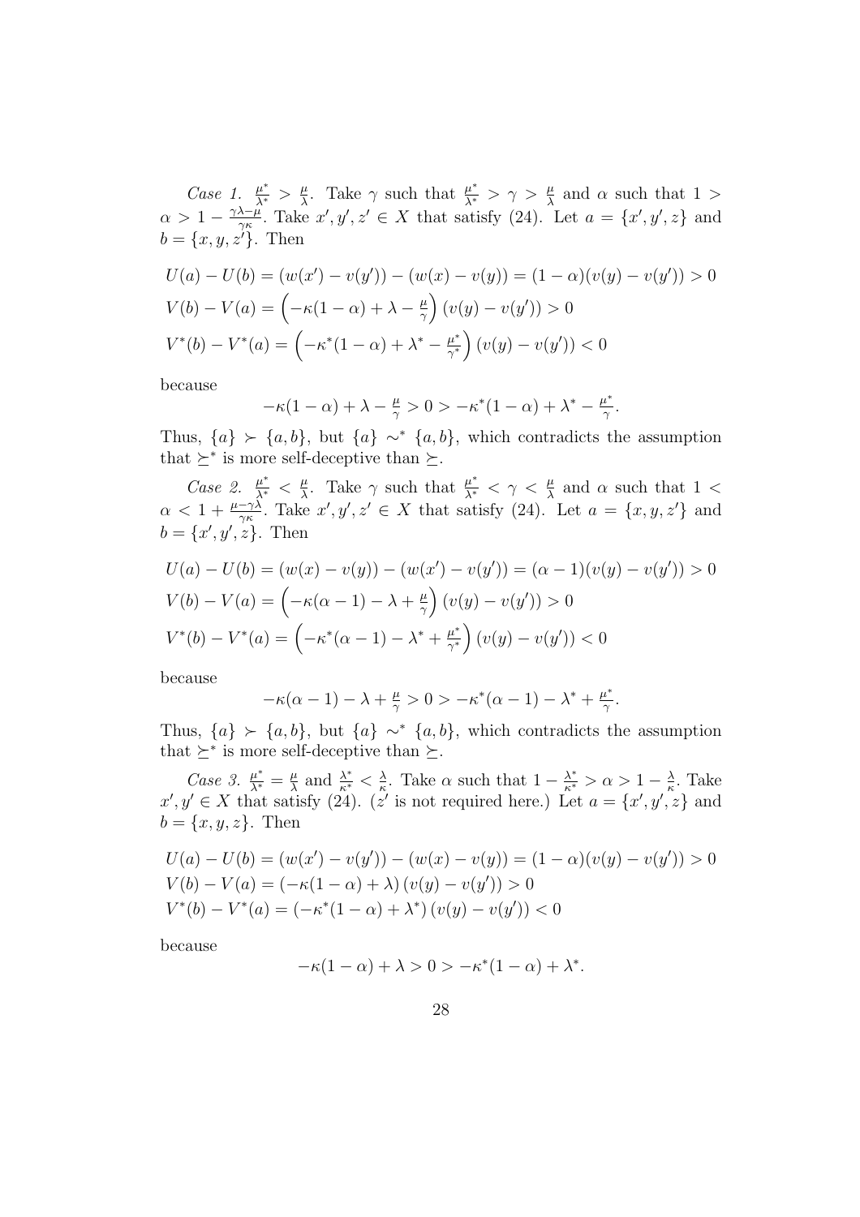*Case 1.* $\frac{\mu^*}{\lambda^*} > \frac{\mu}{\lambda}$. Take $\gamma$ such that $\frac{\mu^*}{\lambda^*} > \gamma > \frac{\mu}{\lambda}$ and $\alpha$ such that $1 > \alpha > 1 - \frac{\gamma\lambda - \mu}{\gamma\kappa}$. Take $x', y', z' \in X$ that satisfy (24). Let $a = \{x', y', z\}$ and $b = \{x, y, z'\}$. Then

$$
\begin{aligned}
U(a) - U(b) &= (w(x') - v(y')) - (w(x) - v(y)) = (1-\alpha)(v(y) - v(y')) > 0 \\
V(b) - V(a) &= \left(-\kappa(1-\alpha) + \lambda - \tfrac{\mu}{\gamma}\right)(v(y) - v(y')) > 0 \\
V^*(b) - V^*(a) &= \left(-\kappa^*(1-\alpha) + \lambda^* - \tfrac{\mu^*}{\gamma^*}\right)(v(y) - v(y')) < 0
\end{aligned}
$$

because

$$
-\kappa(1-\alpha) + \lambda - \tfrac{\mu}{\gamma} > 0 > -\kappa^*(1-\alpha) + \lambda^* - \tfrac{\mu^*}{\gamma}.
$$

Thus, $\{a\} \succ \{a, b\}$, but $\{a\} \sim^* \{a, b\}$, which contradicts the assumption that $\succeq^*$ is more self-deceptive than $\succeq$.

*Case 2.* $\frac{\mu^*}{\lambda^*} < \frac{\mu}{\lambda}$. Take $\gamma$ such that $\frac{\mu^*}{\lambda^*} < \gamma < \frac{\mu}{\lambda}$ and $\alpha$ such that $1 < \alpha < 1 + \frac{\mu - \gamma\lambda}{\gamma\kappa}$. Take $x', y', z' \in X$ that satisfy (24). Let $a = \{x, y, z'\}$ and $b = \{x', y', z\}$. Then

$$
\begin{aligned}
U(a) - U(b) &= (w(x) - v(y)) - (w(x') - v(y')) = (\alpha - 1)(v(y) - v(y')) > 0 \\
V(b) - V(a) &= \left(-\kappa(\alpha - 1) - \lambda + \tfrac{\mu}{\gamma}\right)(v(y) - v(y')) > 0 \\
V^*(b) - V^*(a) &= \left(-\kappa^*(\alpha - 1) - \lambda^* + \tfrac{\mu^*}{\gamma^*}\right)(v(y) - v(y')) < 0
\end{aligned}
$$

because

$$
-\kappa(\alpha - 1) - \lambda + \tfrac{\mu}{\gamma} > 0 > -\kappa^*(\alpha - 1) - \lambda^* + \tfrac{\mu^*}{\gamma}.
$$

Thus, $\{a\} \succ \{a, b\}$, but $\{a\} \sim^* \{a, b\}$, which contradicts the assumption that $\succeq^*$ is more self-deceptive than $\succeq$.

*Case 3.* $\frac{\mu^*}{\lambda^*} = \frac{\mu}{\lambda}$ and $\frac{\lambda^*}{\kappa^*} < \frac{\lambda}{\kappa}$. Take $\alpha$ such that $1 - \frac{\lambda^*}{\kappa^*} > \alpha > 1 - \frac{\lambda}{\kappa}$. Take $x', y' \in X$ that satisfy (24). ($z'$ is not required here.) Let $a = \{x', y', z\}$ and $b = \{x, y, z\}$. Then

$$
\begin{aligned}
U(a) - U(b) &= (w(x') - v(y')) - (w(x) - v(y)) = (1-\alpha)(v(y) - v(y')) > 0 \\
V(b) - V(a) &= (-\kappa(1-\alpha) + \lambda)(v(y) - v(y')) > 0 \\
V^*(b) - V^*(a) &= (-\kappa^*(1-\alpha) + \lambda^*)(v(y) - v(y')) < 0
\end{aligned}
$$

because

$$
-\kappa(1-\alpha) + \lambda > 0 > -\kappa^*(1-\alpha) + \lambda^*.
$$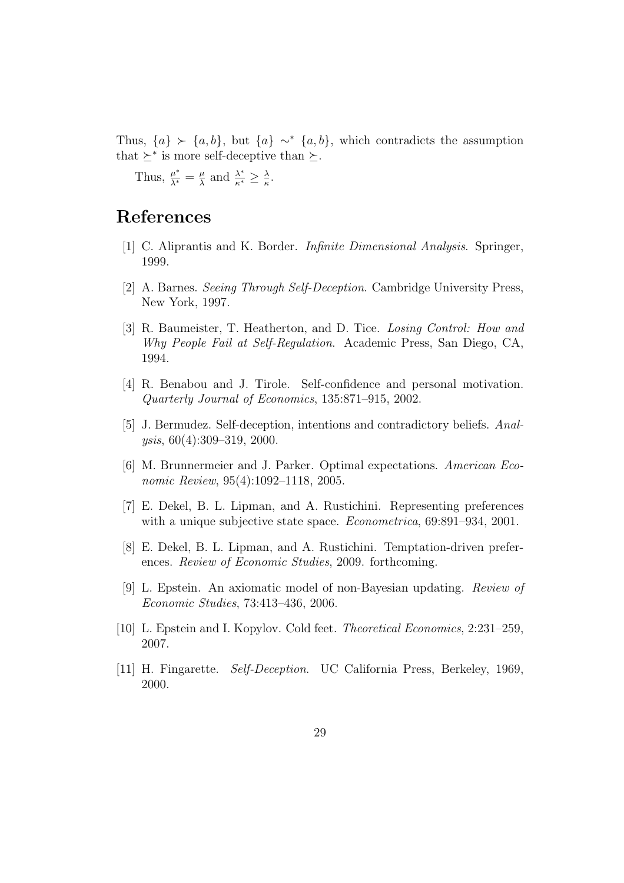Thus, $\{a\} \succ \{a, b\}$, but $\{a\} \sim^* \{a, b\}$, which contradicts the assumption that $\succeq^*$ is more self-deceptive than $\succeq$.

Thus, $\frac{\mu^*}{\lambda^*} = \frac{\mu}{\lambda}$ and $\frac{\lambda^*}{\kappa^*} \geq \frac{\lambda}{\kappa}$.

# References

[1] C. Aliprantis and K. Border. *Infinite Dimensional Analysis*. Springer, 1999.

[2] A. Barnes. *Seeing Through Self-Deception*. Cambridge University Press, New York, 1997.

[3] R. Baumeister, T. Heatherton, and D. Tice. *Losing Control: How and Why People Fail at Self-Regulation*. Academic Press, San Diego, CA, 1994.

[4] R. Benabou and J. Tirole. Self-confidence and personal motivation. *Quarterly Journal of Economics*, 135:871–915, 2002.

[5] J. Bermudez. Self-deception, intentions and contradictory beliefs. *Analysis*, 60(4):309–319, 2000.

[6] M. Brunnermeier and J. Parker. Optimal expectations. *American Economic Review*, 95(4):1092–1118, 2005.

[7] E. Dekel, B. L. Lipman, and A. Rustichini. Representing preferences with a unique subjective state space. *Econometrica*, 69:891–934, 2001.

[8] E. Dekel, B. L. Lipman, and A. Rustichini. Temptation-driven preferences. *Review of Economic Studies*, 2009. forthcoming.

[9] L. Epstein. An axiomatic model of non-Bayesian updating. *Review of Economic Studies*, 73:413–436, 2006.

[10] L. Epstein and I. Kopylov. Cold feet. *Theoretical Economics*, 2:231–259, 2007.

[11] H. Fingarette. *Self-Deception*. UC California Press, Berkeley, 1969, 2000.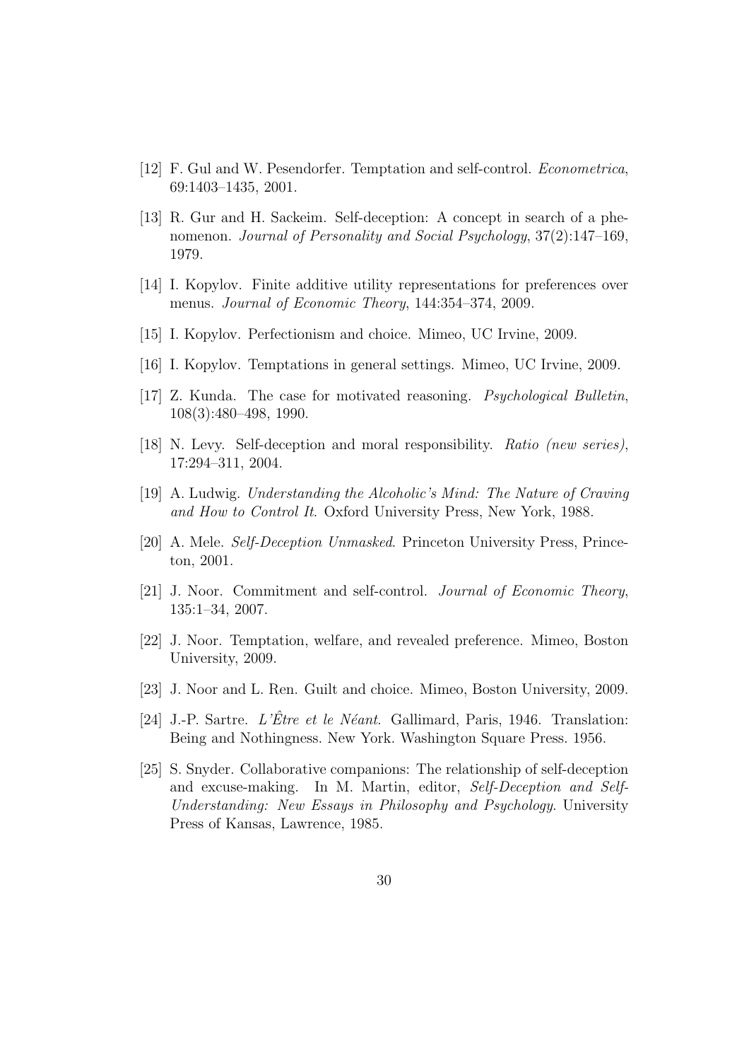[12] F. Gul and W. Pesendorfer. Temptation and self-control. *Econometrica*, 69:1403–1435, 2001.

[13] R. Gur and H. Sackeim. Self-deception: A concept in search of a phenomenon. *Journal of Personality and Social Psychology*, 37(2):147–169, 1979.

[14] I. Kopylov. Finite additive utility representations for preferences over menus. *Journal of Economic Theory*, 144:354–374, 2009.

[15] I. Kopylov. Perfectionism and choice. Mimeo, UC Irvine, 2009.

[16] I. Kopylov. Temptations in general settings. Mimeo, UC Irvine, 2009.

[17] Z. Kunda. The case for motivated reasoning. *Psychological Bulletin*, 108(3):480–498, 1990.

[18] N. Levy. Self-deception and moral responsibility. *Ratio (new series)*, 17:294–311, 2004.

[19] A. Ludwig. *Understanding the Alcoholic's Mind: The Nature of Craving and How to Control It*. Oxford University Press, New York, 1988.

[20] A. Mele. *Self-Deception Unmasked*. Princeton University Press, Princeton, 2001.

[21] J. Noor. Commitment and self-control. *Journal of Economic Theory*, 135:1–34, 2007.

[22] J. Noor. Temptation, welfare, and revealed preference. Mimeo, Boston University, 2009.

[23] J. Noor and L. Ren. Guilt and choice. Mimeo, Boston University, 2009.

[24] J.-P. Sartre. *L'Être et le Néant*. Gallimard, Paris, 1946. Translation: Being and Nothingness. New York. Washington Square Press. 1956.

[25] S. Snyder. Collaborative companions: The relationship of self-deception and excuse-making. In M. Martin, editor, *Self-Deception and Self-Understanding: New Essays in Philosophy and Psychology*. University Press of Kansas, Lawrence, 1985.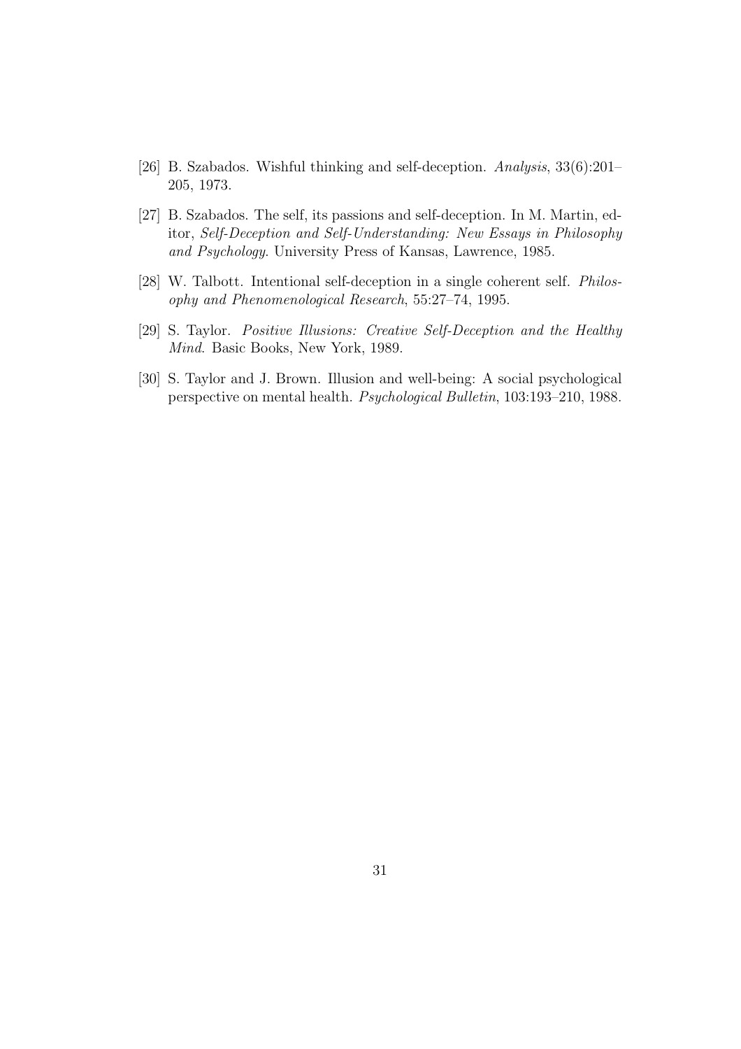[26] B. Szabados. Wishful thinking and self-deception. *Analysis*, 33(6):201–205, 1973.

[27] B. Szabados. The self, its passions and self-deception. In M. Martin, editor, *Self-Deception and Self-Understanding: New Essays in Philosophy and Psychology*. University Press of Kansas, Lawrence, 1985.

[28] W. Talbott. Intentional self-deception in a single coherent self. *Philosophy and Phenomenological Research*, 55:27–74, 1995.

[29] S. Taylor. *Positive Illusions: Creative Self-Deception and the Healthy Mind*. Basic Books, New York, 1989.

[30] S. Taylor and J. Brown. Illusion and well-being: A social psychological perspective on mental health. *Psychological Bulletin*, 103:193–210, 1988.